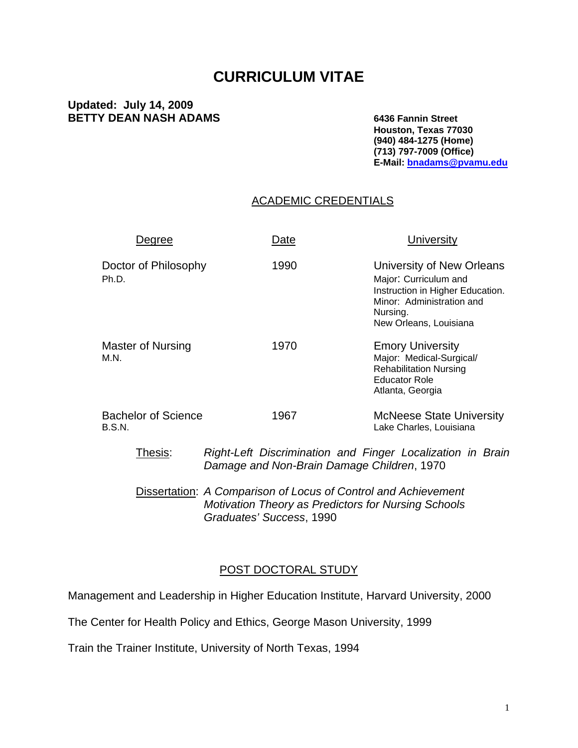# CURRICULUM VITAE

**Updated: July 14, 2009**
**BETTY DEAN NASH ADAMS**

**6436 Fannin Street**
**Houston, Texas 77030**
**(940) 484-1275 (Home)**
**(713) 797-7009 (Office)**
**E-Mail: bnadams@pvamu.edu**

## ACADEMIC CREDENTIALS

| Degree | Date | University |
|---|---|---|
| Doctor of Philosophy<br>Ph.D. | 1990 | University of New Orleans<br>Major: Curriculum and Instruction in Higher Education.<br>Minor: Administration and Nursing.<br>New Orleans, Louisiana |
| Master of Nursing<br>M.N. | 1970 | Emory University<br>Major: Medical-Surgical/ Rehabilitation Nursing<br>Educator Role<br>Atlanta, Georgia |
| Bachelor of Science<br>B.S.N. | 1967 | McNeese State University<br>Lake Charles, Louisiana |

Thesis: *Right-Left Discrimination and Finger Localization in Brain Damage and Non-Brain Damage Children*, 1970

Dissertation: *A Comparison of Locus of Control and Achievement Motivation Theory as Predictors for Nursing Schools Graduates' Success*, 1990

## POST DOCTORAL STUDY

Management and Leadership in Higher Education Institute, Harvard University, 2000

The Center for Health Policy and Ethics, George Mason University, 1999

Train the Trainer Institute, University of North Texas, 1994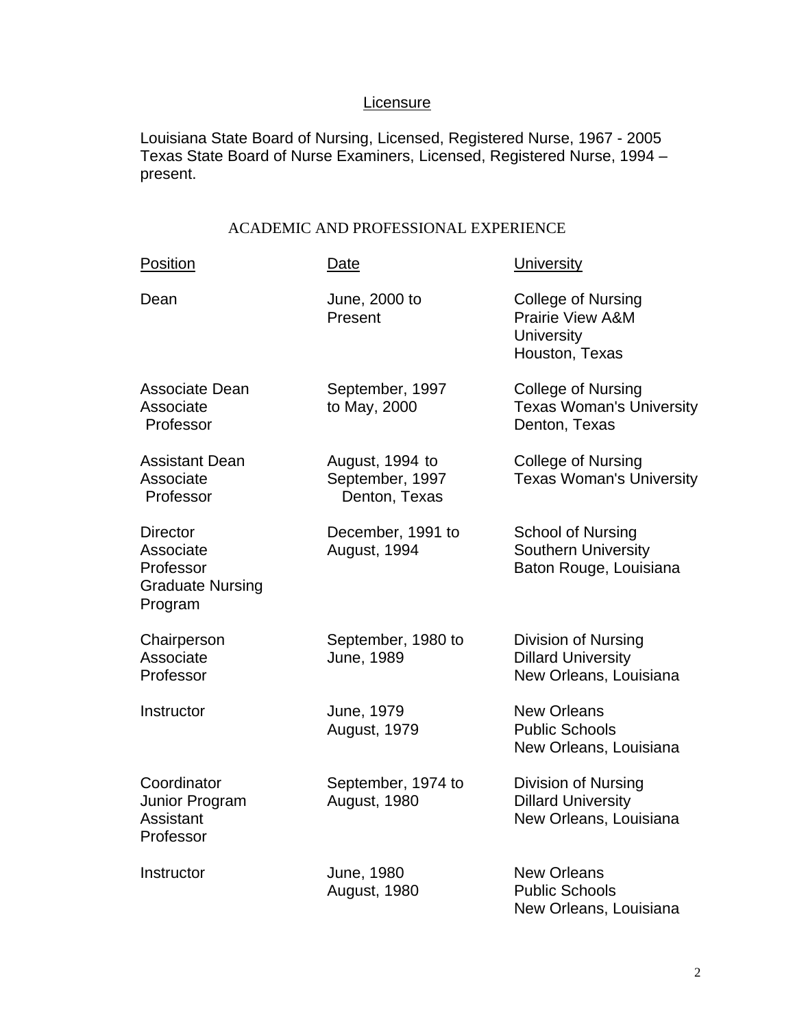## Licensure

Louisiana State Board of Nursing, Licensed, Registered Nurse, 1967 - 2005
Texas State Board of Nurse Examiners, Licensed, Registered Nurse, 1994 – present.

## ACADEMIC AND PROFESSIONAL EXPERIENCE

| Position | Date | University |
| --- | --- | --- |
| Dean | June, 2000 to Present | College of Nursing Prairie View A&M University Houston, Texas |
| Associate Dean Associate Professor | September, 1997 to May, 2000 | College of Nursing Texas Woman's University Denton, Texas |
| Assistant Dean Associate Professor | August, 1994 to September, 1997 Denton, Texas | College of Nursing Texas Woman's University |
| Director Associate Professor Graduate Nursing Program | December, 1991 to August, 1994 | School of Nursing Southern University Baton Rouge, Louisiana |
| Chairperson Associate Professor | September, 1980 to June, 1989 | Division of Nursing Dillard University New Orleans, Louisiana |
| Instructor | June, 1979 August, 1979 | New Orleans Public Schools New Orleans, Louisiana |
| Coordinator Junior Program Assistant Professor | September, 1974 to August, 1980 | Division of Nursing Dillard University New Orleans, Louisiana |
| Instructor | June, 1980 August, 1980 | New Orleans Public Schools New Orleans, Louisiana |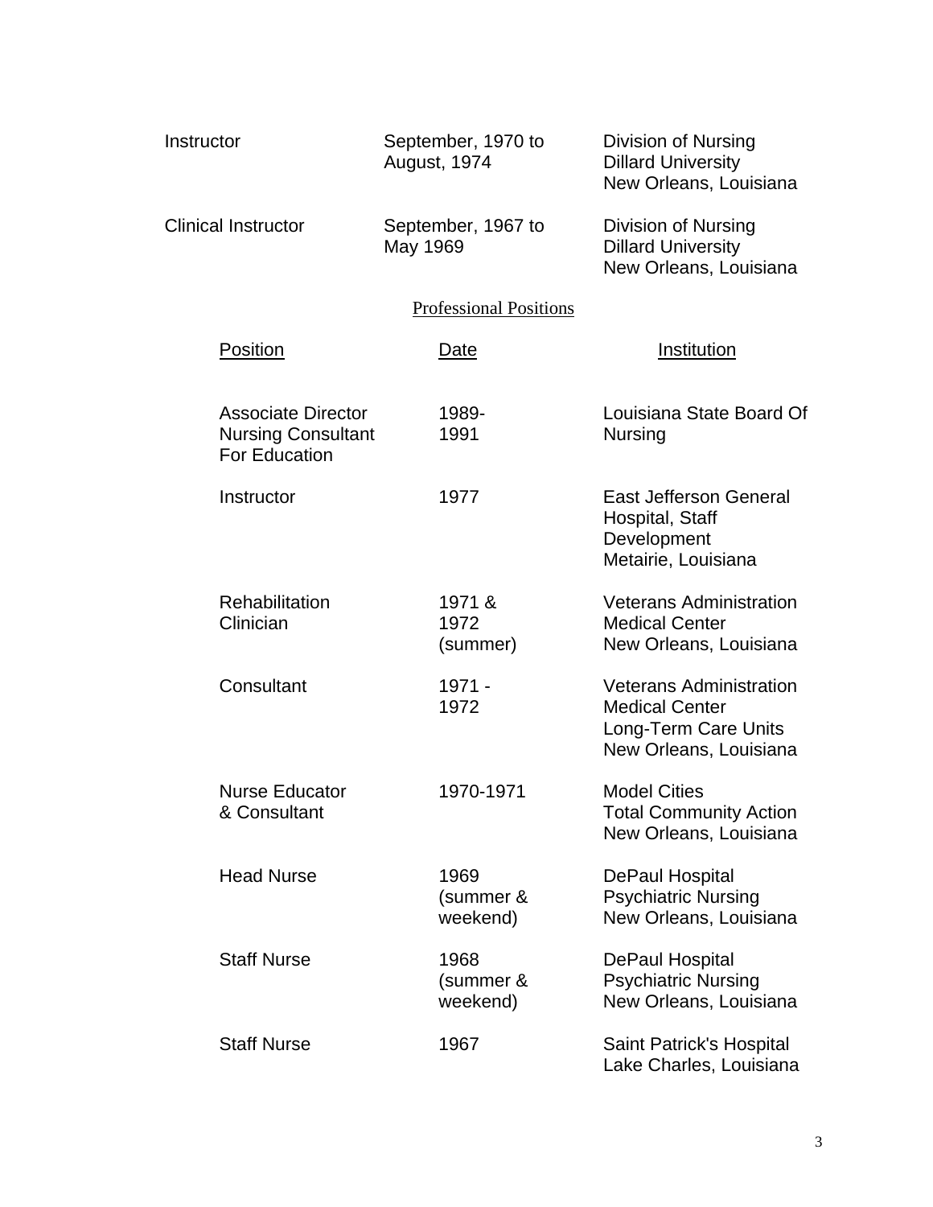| | | |
|---|---|---|
| Instructor | September, 1970 to August, 1974 | Division of Nursing<br>Dillard University<br>New Orleans, Louisiana |
| Clinical Instructor | September, 1967 to May 1969 | Division of Nursing<br>Dillard University<br>New Orleans, Louisiana |

## Professional Positions

| Position | Date | Institution |
|---|---|---|
| Associate Director Nursing Consultant For Education | 1989-1991 | Louisiana State Board Of Nursing |
| Instructor | 1977 | East Jefferson General Hospital, Staff Development<br>Metairie, Louisiana |
| Rehabilitation Clinician | 1971 & 1972 (summer) | Veterans Administration Medical Center<br>New Orleans, Louisiana |
| Consultant | 1971 - 1972 | Veterans Administration Medical Center<br>Long-Term Care Units<br>New Orleans, Louisiana |
| Nurse Educator & Consultant | 1970-1971 | Model Cities<br>Total Community Action<br>New Orleans, Louisiana |
| Head Nurse | 1969 (summer & weekend) | DePaul Hospital<br>Psychiatric Nursing<br>New Orleans, Louisiana |
| Staff Nurse | 1968 (summer & weekend) | DePaul Hospital<br>Psychiatric Nursing<br>New Orleans, Louisiana |
| Staff Nurse | 1967 | Saint Patrick's Hospital<br>Lake Charles, Louisiana |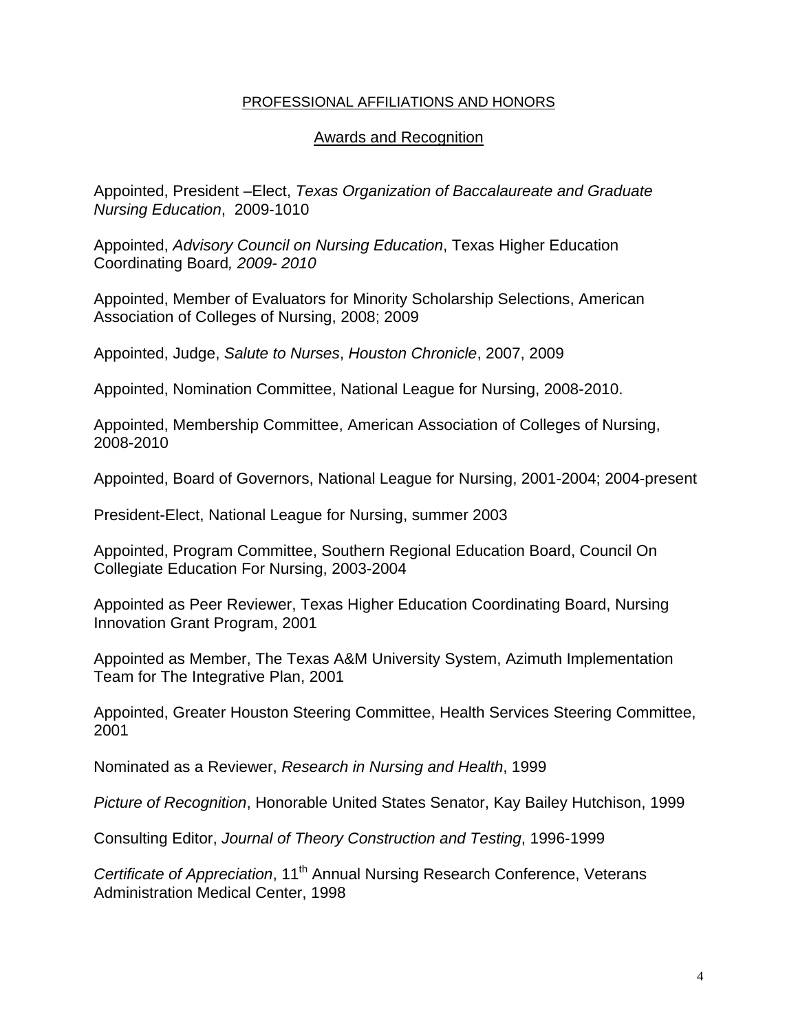## PROFESSIONAL AFFILIATIONS AND HONORS

### Awards and Recognition

Appointed, President –Elect, *Texas Organization of Baccalaureate and Graduate Nursing Education*, 2009-1010

Appointed, *Advisory Council on Nursing Education*, Texas Higher Education Coordinating Board*, 2009- 2010*

Appointed, Member of Evaluators for Minority Scholarship Selections, American Association of Colleges of Nursing, 2008; 2009

Appointed, Judge, *Salute to Nurses*, *Houston Chronicle*, 2007, 2009

Appointed, Nomination Committee, National League for Nursing, 2008-2010.

Appointed, Membership Committee, American Association of Colleges of Nursing, 2008-2010

Appointed, Board of Governors, National League for Nursing, 2001-2004; 2004-present

President-Elect, National League for Nursing, summer 2003

Appointed, Program Committee, Southern Regional Education Board, Council On Collegiate Education For Nursing, 2003-2004

Appointed as Peer Reviewer, Texas Higher Education Coordinating Board, Nursing Innovation Grant Program, 2001

Appointed as Member, The Texas A&M University System, Azimuth Implementation Team for The Integrative Plan, 2001

Appointed, Greater Houston Steering Committee, Health Services Steering Committee, 2001

Nominated as a Reviewer, *Research in Nursing and Health*, 1999

*Picture of Recognition*, Honorable United States Senator, Kay Bailey Hutchison, 1999

Consulting Editor, *Journal of Theory Construction and Testing*, 1996-1999

*Certificate of Appreciation*, 11th Annual Nursing Research Conference, Veterans Administration Medical Center, 1998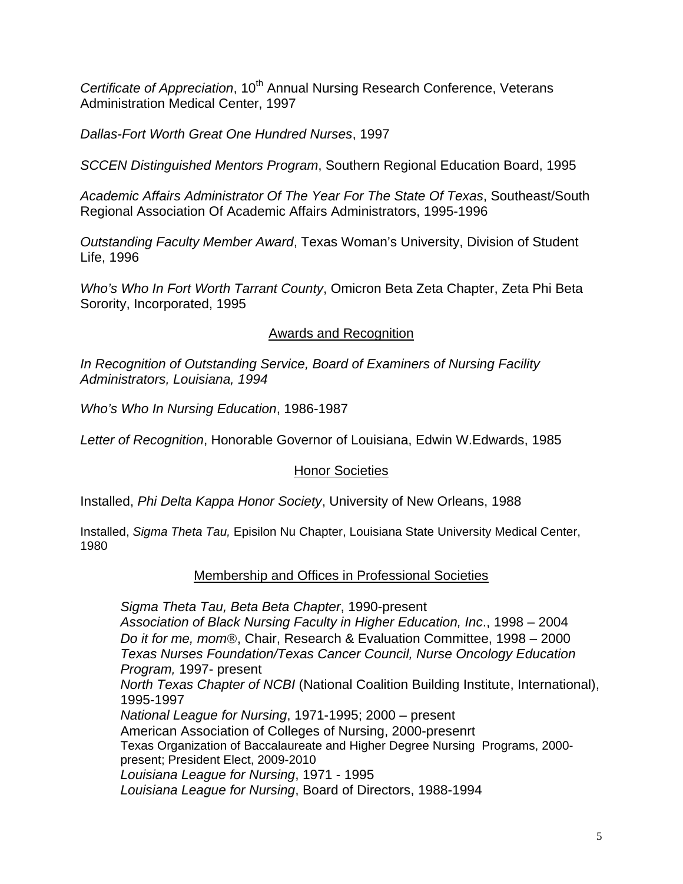*Certificate of Appreciation*, 10th Annual Nursing Research Conference, Veterans Administration Medical Center, 1997

*Dallas-Fort Worth Great One Hundred Nurses*, 1997

*SCCEN Distinguished Mentors Program*, Southern Regional Education Board, 1995

*Academic Affairs Administrator Of The Year For The State Of Texas*, Southeast/South Regional Association Of Academic Affairs Administrators, 1995-1996

*Outstanding Faculty Member Award*, Texas Woman's University, Division of Student Life, 1996

*Who's Who In Fort Worth Tarrant County*, Omicron Beta Zeta Chapter, Zeta Phi Beta Sorority, Incorporated, 1995

## Awards and Recognition

*In Recognition of Outstanding Service, Board of Examiners of Nursing Facility Administrators, Louisiana, 1994*

*Who's Who In Nursing Education*, 1986-1987

*Letter of Recognition*, Honorable Governor of Louisiana, Edwin W.Edwards, 1985

## Honor Societies

Installed, *Phi Delta Kappa Honor Society*, University of New Orleans, 1988

Installed, *Sigma Theta Tau,* Episilon Nu Chapter, Louisiana State University Medical Center, 1980

## Membership and Offices in Professional Societies

*Sigma Theta Tau, Beta Beta Chapter*, 1990-present
*Association of Black Nursing Faculty in Higher Education, Inc*., 1998 – 2004
*Do it for me, mom®*, Chair, Research & Evaluation Committee, 1998 – 2000
*Texas Nurses Foundation/Texas Cancer Council, Nurse Oncology Education Program,* 1997- present
*North Texas Chapter of NCBI* (National Coalition Building Institute, International), 1995-1997
*National League for Nursing*, 1971-1995; 2000 – present
American Association of Colleges of Nursing, 2000-presenrt
Texas Organization of Baccalaureate and Higher Degree Nursing Programs, 2000-present; President Elect, 2009-2010
*Louisiana League for Nursing*, 1971 - 1995
*Louisiana League for Nursing*, Board of Directors, 1988-1994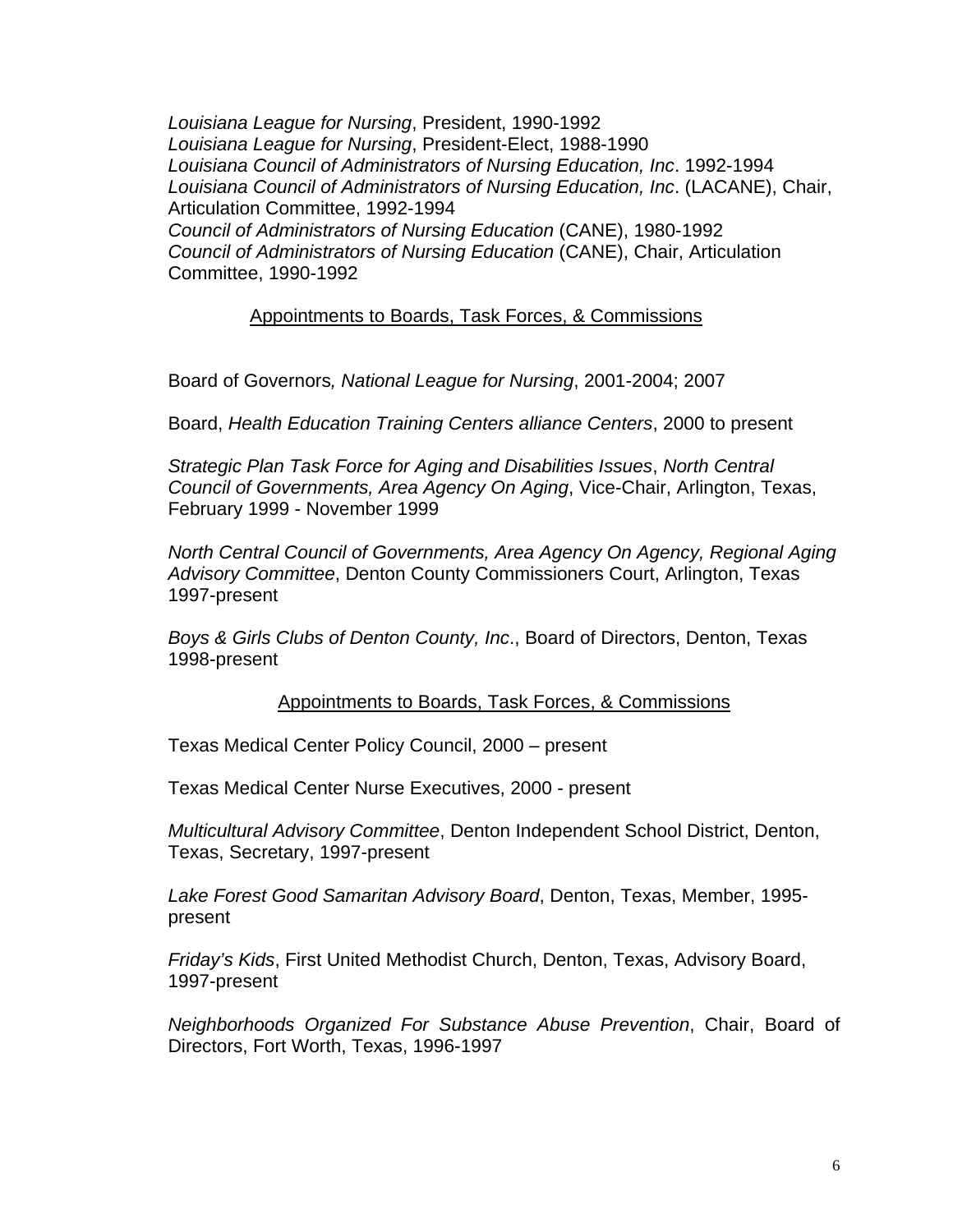*Louisiana League for Nursing*, President, 1990-1992
*Louisiana League for Nursing*, President-Elect, 1988-1990
*Louisiana Council of Administrators of Nursing Education, Inc*. 1992-1994
*Louisiana Council of Administrators of Nursing Education, Inc*. (LACANE), Chair, Articulation Committee, 1992-1994
*Council of Administrators of Nursing Education* (CANE), 1980-1992
*Council of Administrators of Nursing Education* (CANE), Chair, Articulation Committee, 1990-1992

<u>Appointments to Boards, Task Forces, & Commissions</u>

Board of Governors*, National League for Nursing*, 2001-2004; 2007

Board, *Health Education Training Centers alliance Centers*, 2000 to present

*Strategic Plan Task Force for Aging and Disabilities Issues*, *North Central Council of Governments, Area Agency On Aging*, Vice-Chair, Arlington, Texas, February 1999 - November 1999

*North Central Council of Governments, Area Agency On Agency, Regional Aging Advisory Committee*, Denton County Commissioners Court, Arlington, Texas 1997-present

*Boys & Girls Clubs of Denton County, Inc*., Board of Directors, Denton, Texas 1998-present

<u>Appointments to Boards, Task Forces, & Commissions</u>

Texas Medical Center Policy Council, 2000 – present

Texas Medical Center Nurse Executives, 2000 - present

*Multicultural Advisory Committee*, Denton Independent School District, Denton, Texas, Secretary, 1997-present

*Lake Forest Good Samaritan Advisory Board*, Denton, Texas, Member, 1995-present

*Friday's Kids*, First United Methodist Church, Denton, Texas, Advisory Board, 1997-present

*Neighborhoods Organized For Substance Abuse Prevention*, Chair, Board of Directors, Fort Worth, Texas, 1996-1997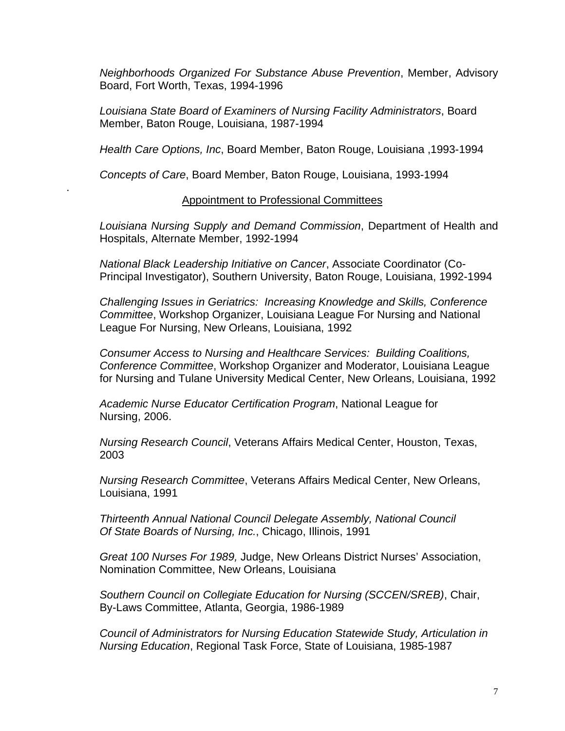*Neighborhoods Organized For Substance Abuse Prevention*, Member, Advisory Board, Fort Worth, Texas, 1994-1996

*Louisiana State Board of Examiners of Nursing Facility Administrators*, Board Member, Baton Rouge, Louisiana, 1987-1994

*Health Care Options, Inc*, Board Member, Baton Rouge, Louisiana ,1993-1994

*Concepts of Care*, Board Member, Baton Rouge, Louisiana, 1993-1994

.

## Appointment to Professional Committees

*Louisiana Nursing Supply and Demand Commission*, Department of Health and Hospitals, Alternate Member, 1992-1994

*National Black Leadership Initiative on Cancer*, Associate Coordinator (Co-Principal Investigator), Southern University, Baton Rouge, Louisiana, 1992-1994

*Challenging Issues in Geriatrics: Increasing Knowledge and Skills, Conference Committee*, Workshop Organizer, Louisiana League For Nursing and National League For Nursing, New Orleans, Louisiana, 1992

*Consumer Access to Nursing and Healthcare Services: Building Coalitions, Conference Committee*, Workshop Organizer and Moderator, Louisiana League for Nursing and Tulane University Medical Center, New Orleans, Louisiana, 1992

*Academic Nurse Educator Certification Program*, National League for Nursing, 2006.

*Nursing Research Council*, Veterans Affairs Medical Center, Houston, Texas, 2003

*Nursing Research Committee*, Veterans Affairs Medical Center, New Orleans, Louisiana, 1991

*Thirteenth Annual National Council Delegate Assembly, National Council Of State Boards of Nursing, Inc.*, Chicago, Illinois, 1991

*Great 100 Nurses For 1989,* Judge, New Orleans District Nurses' Association, Nomination Committee, New Orleans, Louisiana

*Southern Council on Collegiate Education for Nursing (SCCEN/SREB)*, Chair, By-Laws Committee, Atlanta, Georgia, 1986-1989

*Council of Administrators for Nursing Education Statewide Study, Articulation in Nursing Education*, Regional Task Force, State of Louisiana, 1985-1987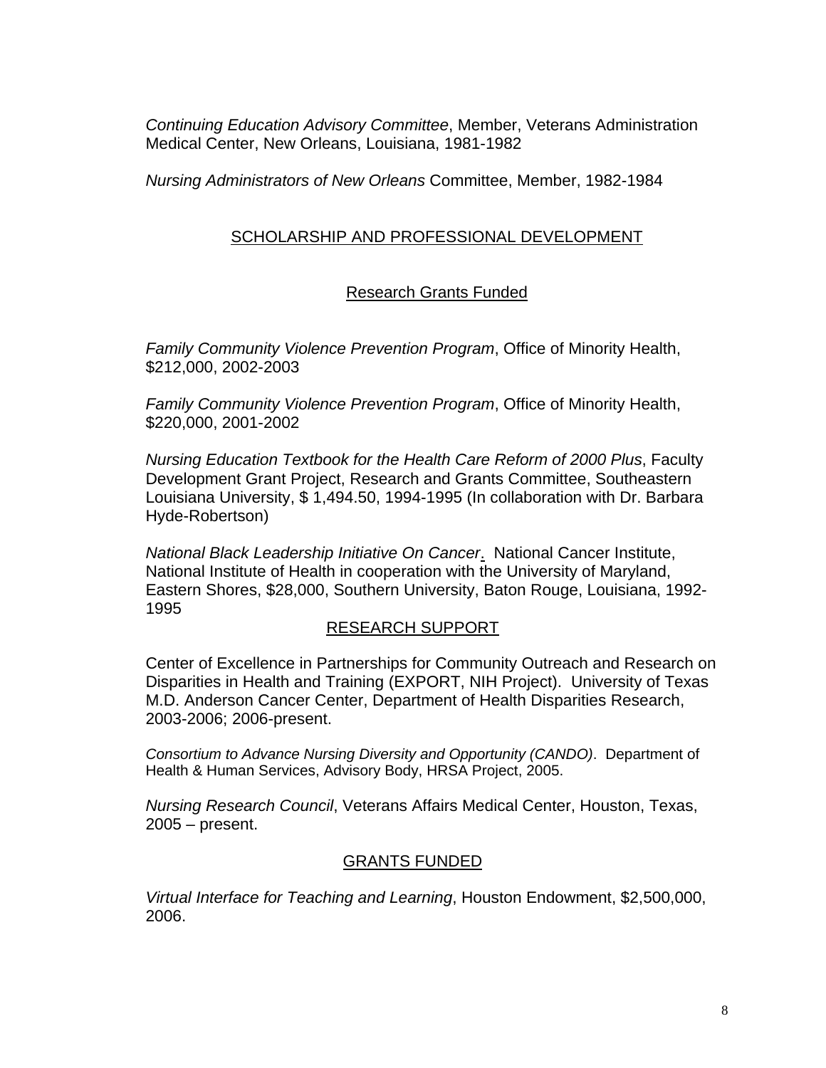*Continuing Education Advisory Committee*, Member, Veterans Administration Medical Center, New Orleans, Louisiana, 1981-1982

*Nursing Administrators of New Orleans* Committee, Member, 1982-1984

## SCHOLARSHIP AND PROFESSIONAL DEVELOPMENT

### Research Grants Funded

*Family Community Violence Prevention Program*, Office of Minority Health, $212,000, 2002-2003

*Family Community Violence Prevention Program*, Office of Minority Health, $220,000, 2001-2002

*Nursing Education Textbook for the Health Care Reform of 2000 Plus*, Faculty Development Grant Project, Research and Grants Committee, Southeastern Louisiana University, $ 1,494.50, 1994-1995 (In collaboration with Dr. Barbara Hyde-Robertson)

*National Black Leadership Initiative On Cancer*. National Cancer Institute, National Institute of Health in cooperation with the University of Maryland, Eastern Shores, $28,000, Southern University, Baton Rouge, Louisiana, 1992-1995

### RESEARCH SUPPORT

Center of Excellence in Partnerships for Community Outreach and Research on Disparities in Health and Training (EXPORT, NIH Project). University of Texas M.D. Anderson Cancer Center, Department of Health Disparities Research, 2003-2006; 2006-present.

*Consortium to Advance Nursing Diversity and Opportunity (CANDO)*. Department of Health & Human Services, Advisory Body, HRSA Project, 2005.

*Nursing Research Council*, Veterans Affairs Medical Center, Houston, Texas, 2005 – present.

### GRANTS FUNDED

*Virtual Interface for Teaching and Learning*, Houston Endowment, $2,500,000, 2006.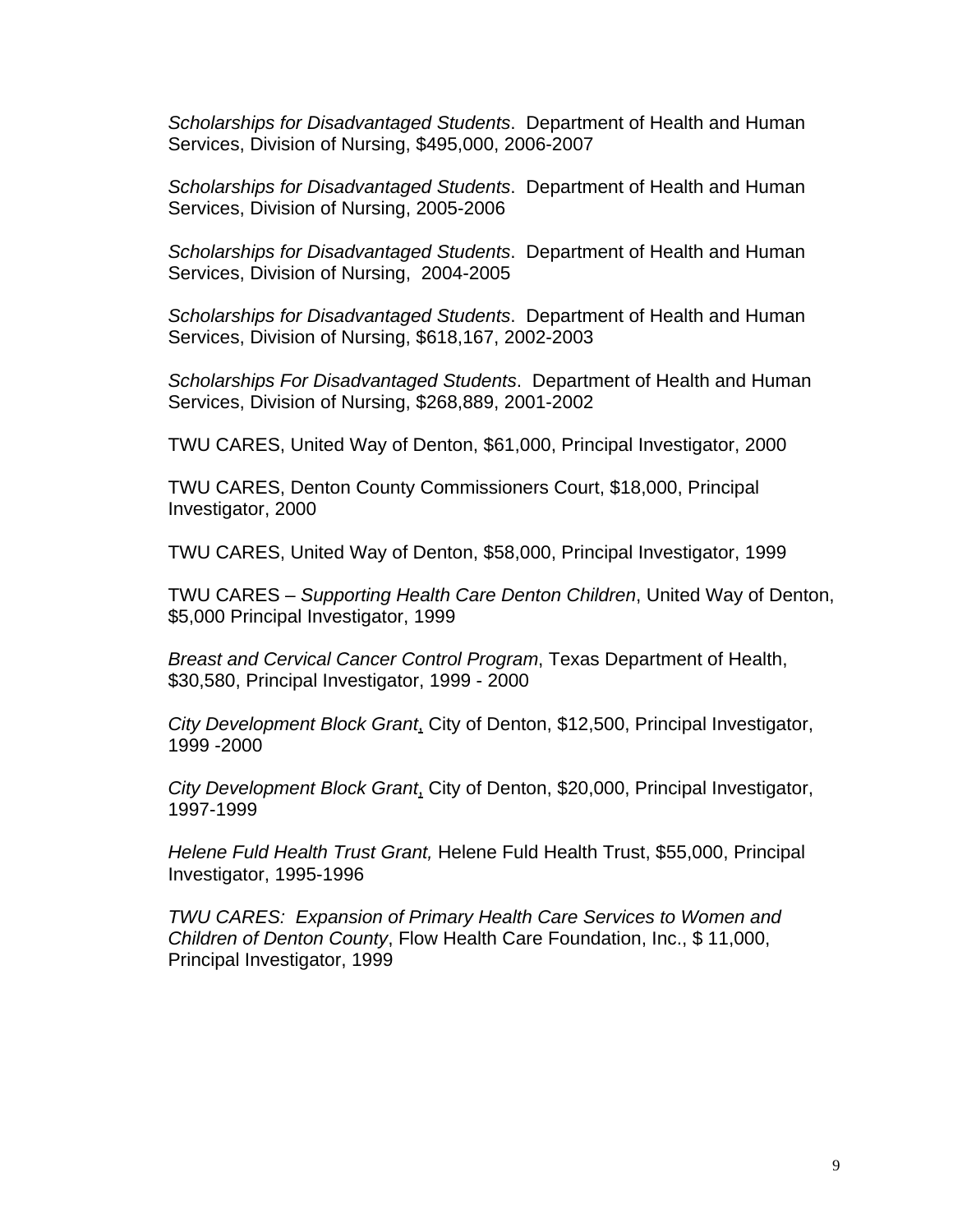*Scholarships for Disadvantaged Students*. Department of Health and Human Services, Division of Nursing, $495,000, 2006-2007

*Scholarships for Disadvantaged Students*. Department of Health and Human Services, Division of Nursing, 2005-2006

*Scholarships for Disadvantaged Students*. Department of Health and Human Services, Division of Nursing, 2004-2005

*Scholarships for Disadvantaged Students*. Department of Health and Human Services, Division of Nursing, $618,167, 2002-2003

*Scholarships For Disadvantaged Students*. Department of Health and Human Services, Division of Nursing, $268,889, 2001-2002

TWU CARES, United Way of Denton, $61,000, Principal Investigator, 2000

TWU CARES, Denton County Commissioners Court, $18,000, Principal Investigator, 2000

TWU CARES, United Way of Denton, $58,000, Principal Investigator, 1999

TWU CARES – *Supporting Health Care Denton Children*, United Way of Denton, $5,000 Principal Investigator, 1999

*Breast and Cervical Cancer Control Program*, Texas Department of Health, $30,580, Principal Investigator, 1999 - 2000

*City Development Block Grant*, City of Denton, $12,500, Principal Investigator, 1999 -2000

*City Development Block Grant*, City of Denton, $20,000, Principal Investigator, 1997-1999

*Helene Fuld Health Trust Grant,* Helene Fuld Health Trust, $55,000, Principal Investigator, 1995-1996

*TWU CARES: Expansion of Primary Health Care Services to Women and Children of Denton County*, Flow Health Care Foundation, Inc., $ 11,000, Principal Investigator, 1999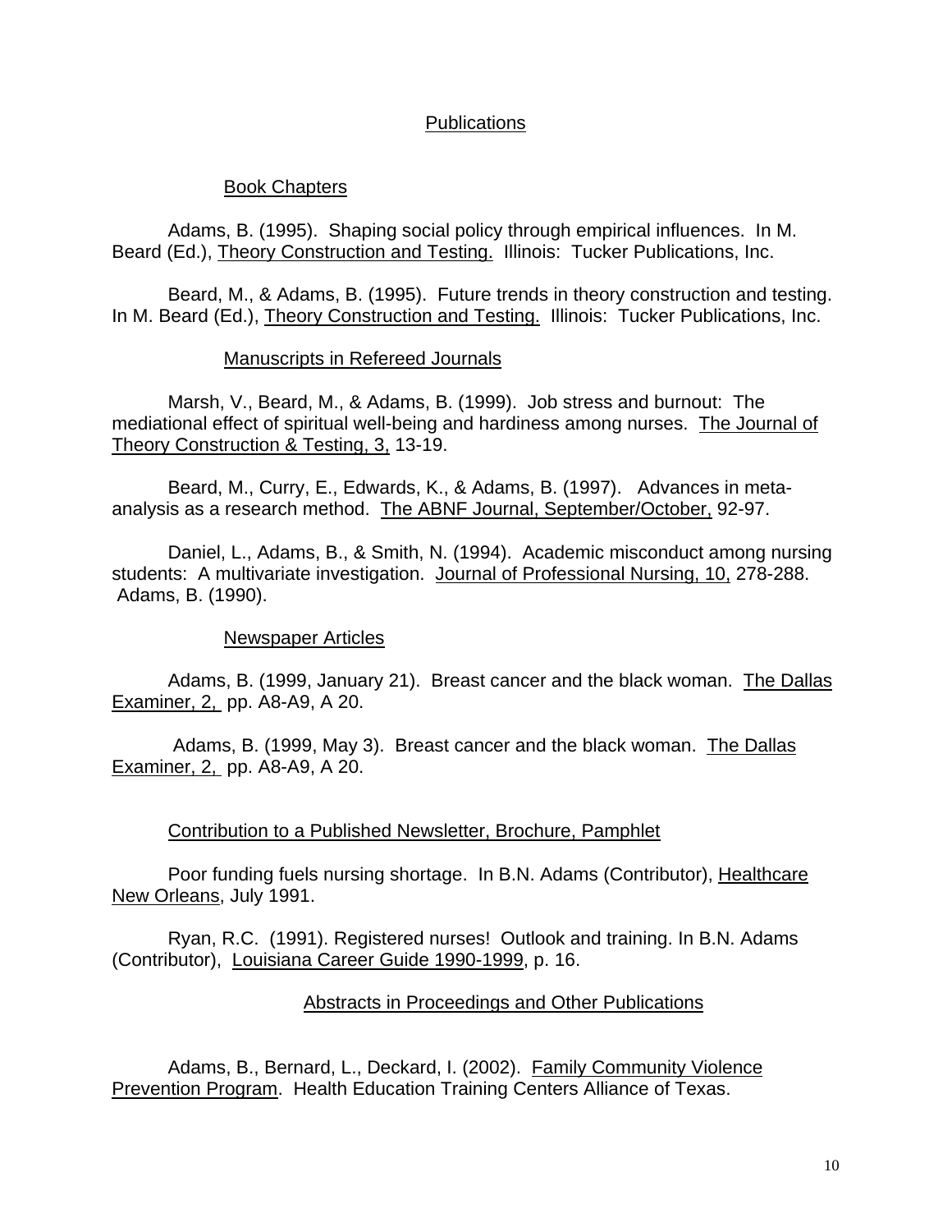## Publications

### Book Chapters

Adams, B. (1995). Shaping social policy through empirical influences. In M. Beard (Ed.), Theory Construction and Testing. Illinois: Tucker Publications, Inc.

Beard, M., & Adams, B. (1995). Future trends in theory construction and testing. In M. Beard (Ed.), Theory Construction and Testing. Illinois: Tucker Publications, Inc.

### Manuscripts in Refereed Journals

Marsh, V., Beard, M., & Adams, B. (1999). Job stress and burnout: The mediational effect of spiritual well-being and hardiness among nurses. The Journal of Theory Construction & Testing, 3, 13-19.

Beard, M., Curry, E., Edwards, K., & Adams, B. (1997). Advances in meta-analysis as a research method. The ABNF Journal, September/October, 92-97.

Daniel, L., Adams, B., & Smith, N. (1994). Academic misconduct among nursing students: A multivariate investigation. Journal of Professional Nursing, 10, 278-288. Adams, B. (1990).

### Newspaper Articles

Adams, B. (1999, January 21). Breast cancer and the black woman. The Dallas Examiner, 2, pp. A8-A9, A 20.

Adams, B. (1999, May 3). Breast cancer and the black woman. The Dallas Examiner, 2, pp. A8-A9, A 20.

### Contribution to a Published Newsletter, Brochure, Pamphlet

Poor funding fuels nursing shortage. In B.N. Adams (Contributor), Healthcare New Orleans, July 1991.

Ryan, R.C. (1991). Registered nurses! Outlook and training. In B.N. Adams (Contributor), Louisiana Career Guide 1990-1999, p. 16.

### Abstracts in Proceedings and Other Publications

Adams, B., Bernard, L., Deckard, I. (2002). Family Community Violence Prevention Program. Health Education Training Centers Alliance of Texas.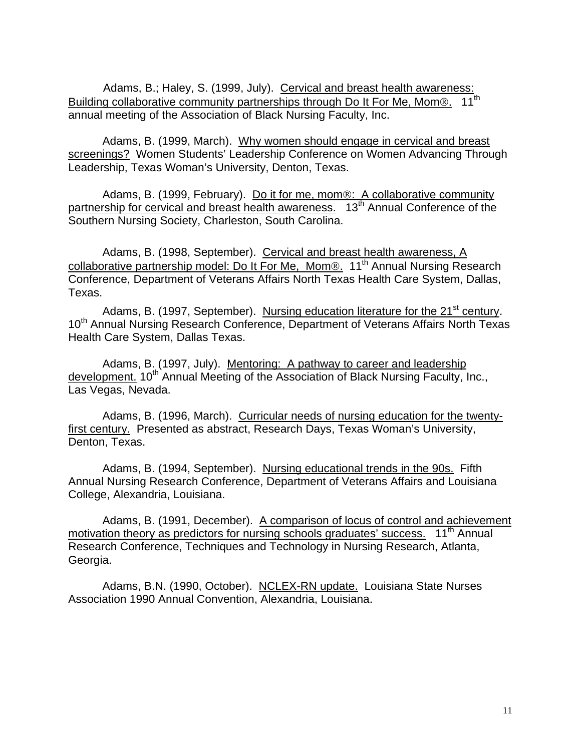Adams, B.; Haley, S. (1999, July). <u>Cervical and breast health awareness: Building collaborative community partnerships through Do It For Me, Mom®.</u> 11th annual meeting of the Association of Black Nursing Faculty, Inc.

Adams, B. (1999, March). <u>Why women should engage in cervical and breast screenings?</u> Women Students' Leadership Conference on Women Advancing Through Leadership, Texas Woman's University, Denton, Texas.

Adams, B. (1999, February). <u>Do it for me, mom®: A collaborative community partnership for cervical and breast health awareness.</u> 13th Annual Conference of the Southern Nursing Society, Charleston, South Carolina.

Adams, B. (1998, September). <u>Cervical and breast health awareness, A collaborative partnership model: Do It For Me, Mom®.</u> 11th Annual Nursing Research Conference, Department of Veterans Affairs North Texas Health Care System, Dallas, Texas.

Adams, B. (1997, September). <u>Nursing education literature for the 21st century</u>. 10th Annual Nursing Research Conference, Department of Veterans Affairs North Texas Health Care System, Dallas Texas.

Adams, B. (1997, July). <u>Mentoring: A pathway to career and leadership development.</u> 10th Annual Meeting of the Association of Black Nursing Faculty, Inc., Las Vegas, Nevada.

Adams, B. (1996, March). <u>Curricular needs of nursing education for the twenty-first century.</u> Presented as abstract, Research Days, Texas Woman's University, Denton, Texas.

Adams, B. (1994, September). <u>Nursing educational trends in the 90s.</u> Fifth Annual Nursing Research Conference, Department of Veterans Affairs and Louisiana College, Alexandria, Louisiana.

Adams, B. (1991, December). <u>A comparison of locus of control and achievement motivation theory as predictors for nursing schools graduates' success.</u> 11th Annual Research Conference, Techniques and Technology in Nursing Research, Atlanta, Georgia.

Adams, B.N. (1990, October). <u>NCLEX-RN update.</u> Louisiana State Nurses Association 1990 Annual Convention, Alexandria, Louisiana.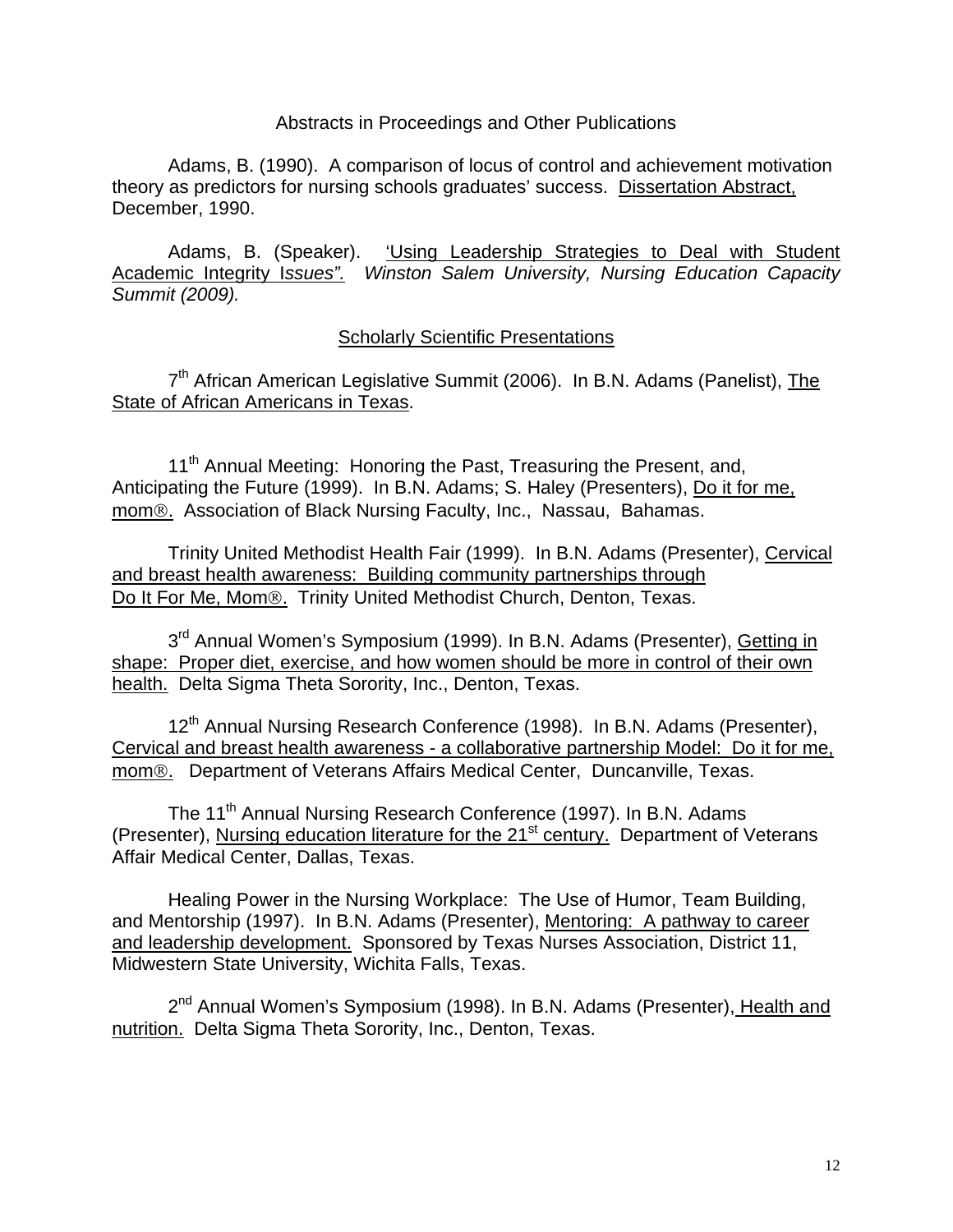## Abstracts in Proceedings and Other Publications

Adams, B. (1990). A comparison of locus of control and achievement motivation theory as predictors for nursing schools graduates' success. Dissertation Abstract, December, 1990.

Adams, B. (Speaker). 'Using Leadership Strategies to Deal with Student Academic Integrity I*ssues".* *Winston Salem University, Nursing Education Capacity Summit (2009).*

## Scholarly Scientific Presentations

7th African American Legislative Summit (2006). In B.N. Adams (Panelist), The State of African Americans in Texas.

11th Annual Meeting: Honoring the Past, Treasuring the Present, and, Anticipating the Future (1999). In B.N. Adams; S. Haley (Presenters), Do it for me, mom®. Association of Black Nursing Faculty, Inc., Nassau, Bahamas.

Trinity United Methodist Health Fair (1999). In B.N. Adams (Presenter), Cervical and breast health awareness: Building community partnerships through Do It For Me, Mom®. Trinity United Methodist Church, Denton, Texas.

3rd Annual Women's Symposium (1999). In B.N. Adams (Presenter), Getting in shape: Proper diet, exercise, and how women should be more in control of their own health. Delta Sigma Theta Sorority, Inc., Denton, Texas.

12th Annual Nursing Research Conference (1998). In B.N. Adams (Presenter), Cervical and breast health awareness - a collaborative partnership Model: Do it for me, mom®. Department of Veterans Affairs Medical Center, Duncanville, Texas.

The 11th Annual Nursing Research Conference (1997). In B.N. Adams (Presenter), Nursing education literature for the 21st century. Department of Veterans Affair Medical Center, Dallas, Texas.

Healing Power in the Nursing Workplace: The Use of Humor, Team Building, and Mentorship (1997). In B.N. Adams (Presenter), Mentoring: A pathway to career and leadership development. Sponsored by Texas Nurses Association, District 11, Midwestern State University, Wichita Falls, Texas.

2nd Annual Women's Symposium (1998). In B.N. Adams (Presenter), Health and nutrition. Delta Sigma Theta Sorority, Inc., Denton, Texas.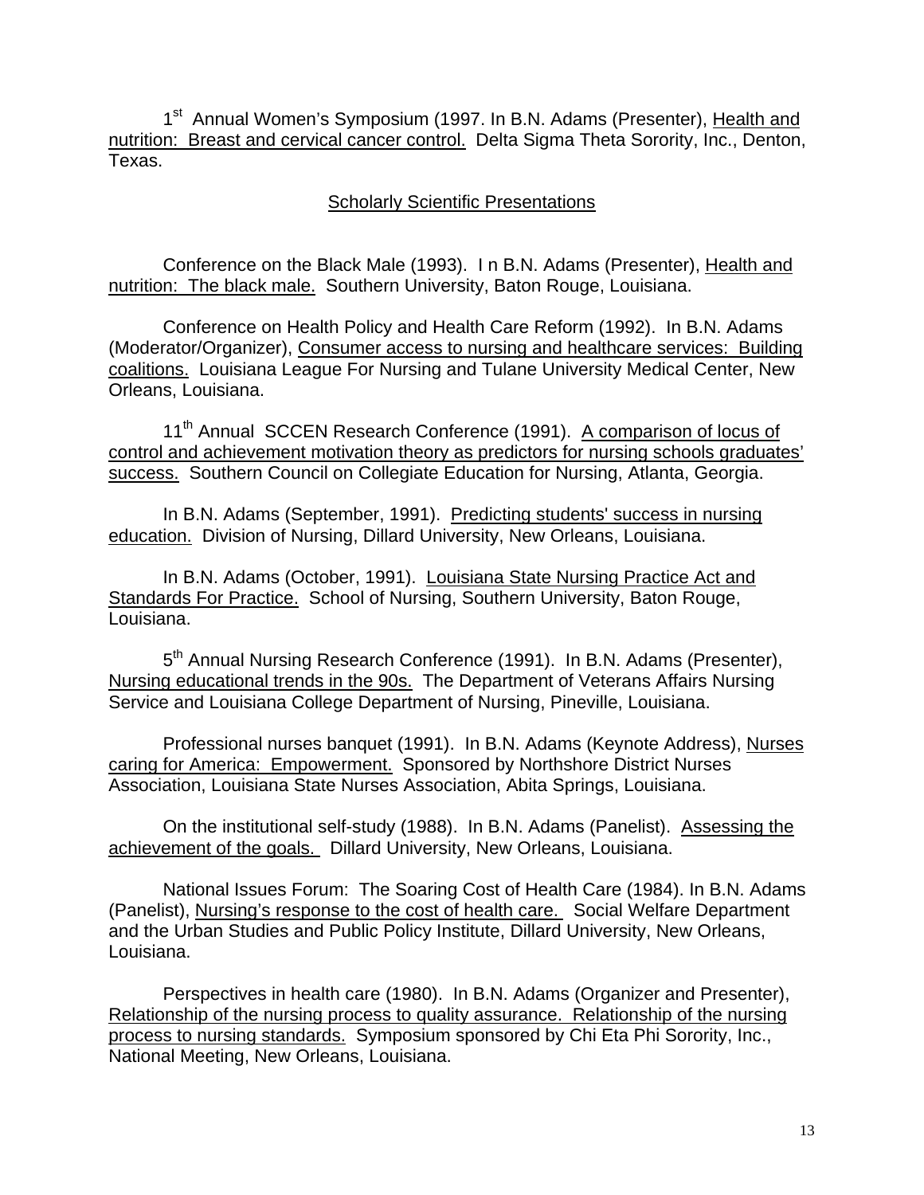1st Annual Women's Symposium (1997. In B.N. Adams (Presenter), Health and nutrition: Breast and cervical cancer control. Delta Sigma Theta Sorority, Inc., Denton, Texas.

## Scholarly Scientific Presentations

Conference on the Black Male (1993). I n B.N. Adams (Presenter), Health and nutrition: The black male. Southern University, Baton Rouge, Louisiana.

Conference on Health Policy and Health Care Reform (1992). In B.N. Adams (Moderator/Organizer), Consumer access to nursing and healthcare services: Building coalitions. Louisiana League For Nursing and Tulane University Medical Center, New Orleans, Louisiana.

11th Annual SCCEN Research Conference (1991). A comparison of locus of control and achievement motivation theory as predictors for nursing schools graduates' success. Southern Council on Collegiate Education for Nursing, Atlanta, Georgia.

In B.N. Adams (September, 1991). Predicting students' success in nursing education. Division of Nursing, Dillard University, New Orleans, Louisiana.

In B.N. Adams (October, 1991). Louisiana State Nursing Practice Act and Standards For Practice. School of Nursing, Southern University, Baton Rouge, Louisiana.

5th Annual Nursing Research Conference (1991). In B.N. Adams (Presenter), Nursing educational trends in the 90s. The Department of Veterans Affairs Nursing Service and Louisiana College Department of Nursing, Pineville, Louisiana.

Professional nurses banquet (1991). In B.N. Adams (Keynote Address), Nurses caring for America: Empowerment. Sponsored by Northshore District Nurses Association, Louisiana State Nurses Association, Abita Springs, Louisiana.

On the institutional self-study (1988). In B.N. Adams (Panelist). Assessing the achievement of the goals. Dillard University, New Orleans, Louisiana.

National Issues Forum: The Soaring Cost of Health Care (1984). In B.N. Adams (Panelist), Nursing's response to the cost of health care. Social Welfare Department and the Urban Studies and Public Policy Institute, Dillard University, New Orleans, Louisiana.

Perspectives in health care (1980). In B.N. Adams (Organizer and Presenter), Relationship of the nursing process to quality assurance. Relationship of the nursing process to nursing standards. Symposium sponsored by Chi Eta Phi Sorority, Inc., National Meeting, New Orleans, Louisiana.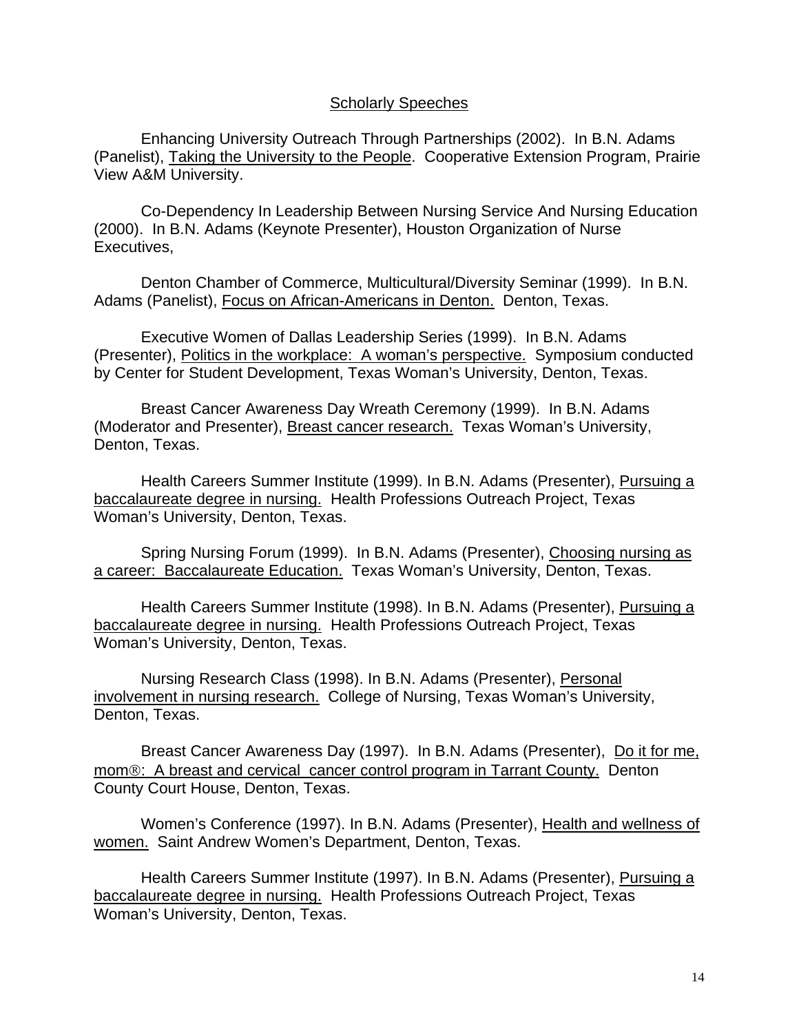## Scholarly Speeches

Enhancing University Outreach Through Partnerships (2002). In B.N. Adams (Panelist), Taking the University to the People. Cooperative Extension Program, Prairie View A&M University.

Co-Dependency In Leadership Between Nursing Service And Nursing Education (2000). In B.N. Adams (Keynote Presenter), Houston Organization of Nurse Executives,

Denton Chamber of Commerce, Multicultural/Diversity Seminar (1999). In B.N. Adams (Panelist), Focus on African-Americans in Denton. Denton, Texas.

Executive Women of Dallas Leadership Series (1999). In B.N. Adams (Presenter), Politics in the workplace: A woman's perspective. Symposium conducted by Center for Student Development, Texas Woman's University, Denton, Texas.

Breast Cancer Awareness Day Wreath Ceremony (1999). In B.N. Adams (Moderator and Presenter), Breast cancer research. Texas Woman's University, Denton, Texas.

Health Careers Summer Institute (1999). In B.N. Adams (Presenter), Pursuing a baccalaureate degree in nursing. Health Professions Outreach Project, Texas Woman's University, Denton, Texas.

Spring Nursing Forum (1999). In B.N. Adams (Presenter), Choosing nursing as a career: Baccalaureate Education. Texas Woman's University, Denton, Texas.

Health Careers Summer Institute (1998). In B.N. Adams (Presenter), Pursuing a baccalaureate degree in nursing. Health Professions Outreach Project, Texas Woman's University, Denton, Texas.

Nursing Research Class (1998). In B.N. Adams (Presenter), Personal involvement in nursing research. College of Nursing, Texas Woman's University, Denton, Texas.

Breast Cancer Awareness Day (1997). In B.N. Adams (Presenter), Do it for me, mom®: A breast and cervical cancer control program in Tarrant County. Denton County Court House, Denton, Texas.

Women's Conference (1997). In B.N. Adams (Presenter), Health and wellness of women. Saint Andrew Women's Department, Denton, Texas.

Health Careers Summer Institute (1997). In B.N. Adams (Presenter), Pursuing a baccalaureate degree in nursing. Health Professions Outreach Project, Texas Woman's University, Denton, Texas.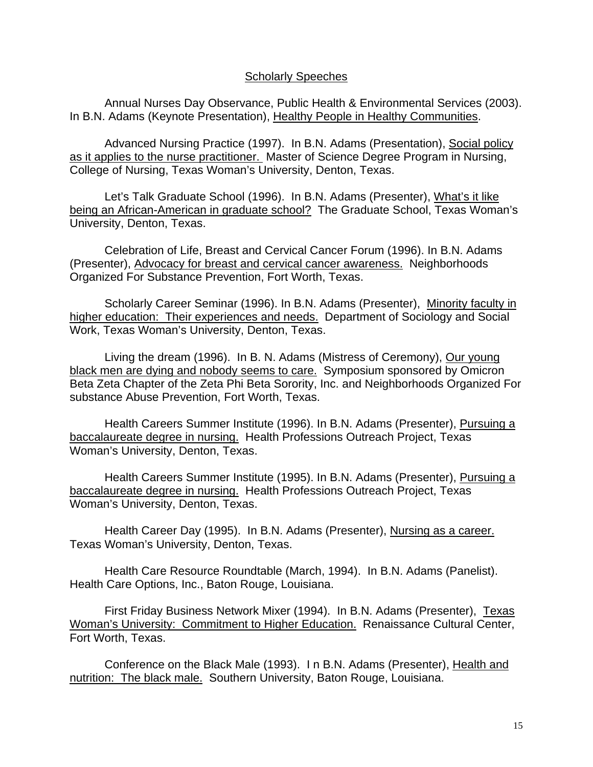## Scholarly Speeches

Annual Nurses Day Observance, Public Health & Environmental Services (2003). In B.N. Adams (Keynote Presentation), Healthy People in Healthy Communities.

Advanced Nursing Practice (1997). In B.N. Adams (Presentation), Social policy as it applies to the nurse practitioner. Master of Science Degree Program in Nursing, College of Nursing, Texas Woman's University, Denton, Texas.

Let's Talk Graduate School (1996). In B.N. Adams (Presenter), What's it like being an African-American in graduate school? The Graduate School, Texas Woman's University, Denton, Texas.

Celebration of Life, Breast and Cervical Cancer Forum (1996). In B.N. Adams (Presenter), Advocacy for breast and cervical cancer awareness. Neighborhoods Organized For Substance Prevention, Fort Worth, Texas.

Scholarly Career Seminar (1996). In B.N. Adams (Presenter), Minority faculty in higher education: Their experiences and needs. Department of Sociology and Social Work, Texas Woman's University, Denton, Texas.

Living the dream (1996). In B. N. Adams (Mistress of Ceremony), Our young black men are dying and nobody seems to care. Symposium sponsored by Omicron Beta Zeta Chapter of the Zeta Phi Beta Sorority, Inc. and Neighborhoods Organized For substance Abuse Prevention, Fort Worth, Texas.

Health Careers Summer Institute (1996). In B.N. Adams (Presenter), Pursuing a baccalaureate degree in nursing. Health Professions Outreach Project, Texas Woman's University, Denton, Texas.

Health Careers Summer Institute (1995). In B.N. Adams (Presenter), Pursuing a baccalaureate degree in nursing. Health Professions Outreach Project, Texas Woman's University, Denton, Texas.

Health Career Day (1995). In B.N. Adams (Presenter), Nursing as a career. Texas Woman's University, Denton, Texas.

Health Care Resource Roundtable (March, 1994). In B.N. Adams (Panelist). Health Care Options, Inc., Baton Rouge, Louisiana.

First Friday Business Network Mixer (1994). In B.N. Adams (Presenter), Texas Woman's University: Commitment to Higher Education. Renaissance Cultural Center, Fort Worth, Texas.

Conference on the Black Male (1993). I n B.N. Adams (Presenter), Health and nutrition: The black male. Southern University, Baton Rouge, Louisiana.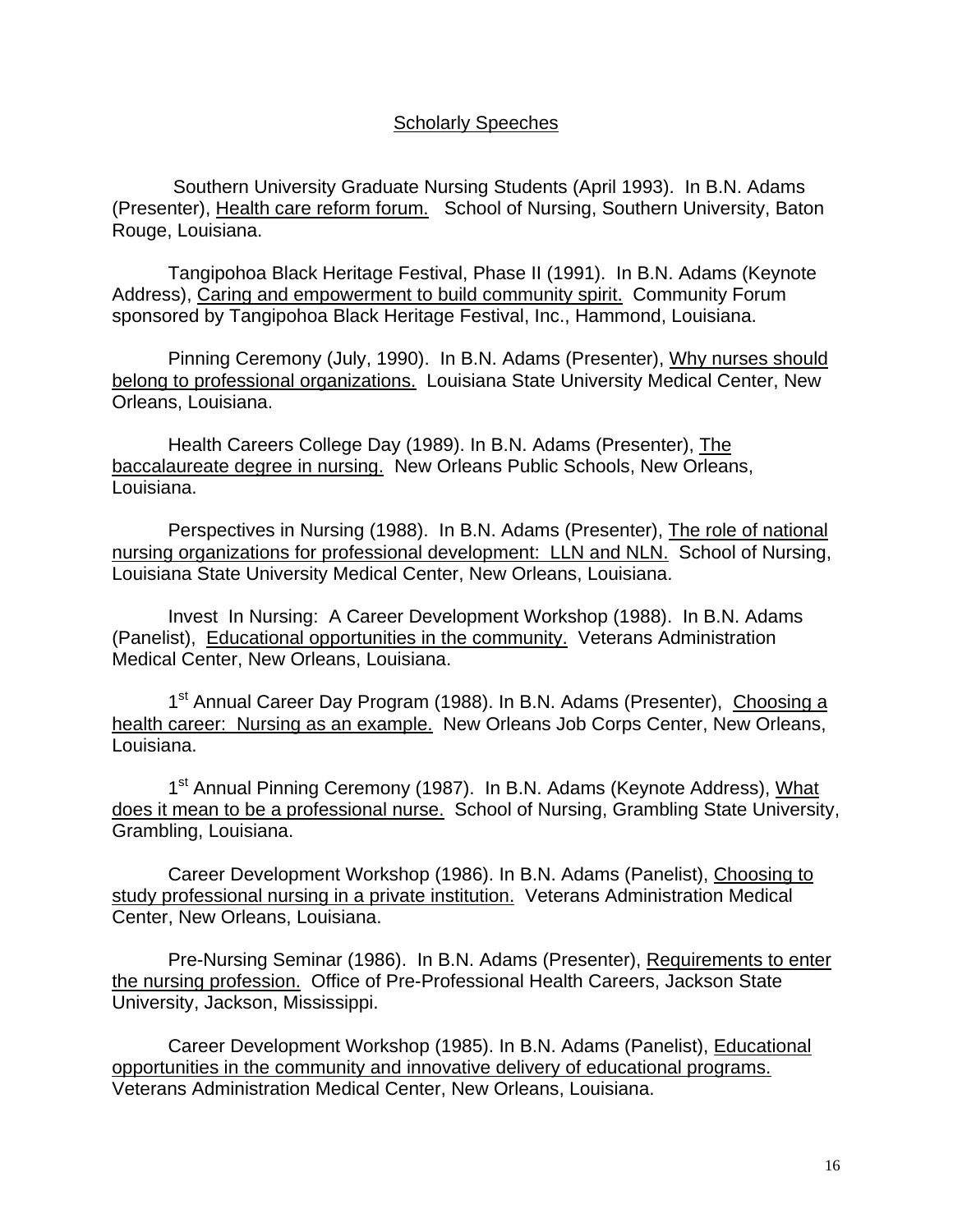## Scholarly Speeches

Southern University Graduate Nursing Students (April 1993). In B.N. Adams (Presenter), <u>Health care reform forum.</u> School of Nursing, Southern University, Baton Rouge, Louisiana.

Tangipohoa Black Heritage Festival, Phase II (1991). In B.N. Adams (Keynote Address), <u>Caring and empowerment to build community spirit.</u> Community Forum sponsored by Tangipohoa Black Heritage Festival, Inc., Hammond, Louisiana.

Pinning Ceremony (July, 1990). In B.N. Adams (Presenter), <u>Why nurses should belong to professional organizations.</u> Louisiana State University Medical Center, New Orleans, Louisiana.

Health Careers College Day (1989). In B.N. Adams (Presenter), <u>The baccalaureate degree in nursing.</u> New Orleans Public Schools, New Orleans, Louisiana.

Perspectives in Nursing (1988). In B.N. Adams (Presenter), <u>The role of national nursing organizations for professional development: LLN and NLN.</u> School of Nursing, Louisiana State University Medical Center, New Orleans, Louisiana.

Invest In Nursing: A Career Development Workshop (1988). In B.N. Adams (Panelist), <u>Educational opportunities in the community.</u> Veterans Administration Medical Center, New Orleans, Louisiana.

1st Annual Career Day Program (1988). In B.N. Adams (Presenter), <u>Choosing a health career: Nursing as an example.</u> New Orleans Job Corps Center, New Orleans, Louisiana.

1st Annual Pinning Ceremony (1987). In B.N. Adams (Keynote Address), <u>What does it mean to be a professional nurse.</u> School of Nursing, Grambling State University, Grambling, Louisiana.

Career Development Workshop (1986). In B.N. Adams (Panelist), <u>Choosing to study professional nursing in a private institution.</u> Veterans Administration Medical Center, New Orleans, Louisiana.

Pre-Nursing Seminar (1986). In B.N. Adams (Presenter), <u>Requirements to enter the nursing profession.</u> Office of Pre-Professional Health Careers, Jackson State University, Jackson, Mississippi.

Career Development Workshop (1985). In B.N. Adams (Panelist), <u>Educational opportunities in the community and innovative delivery of educational programs.</u> Veterans Administration Medical Center, New Orleans, Louisiana.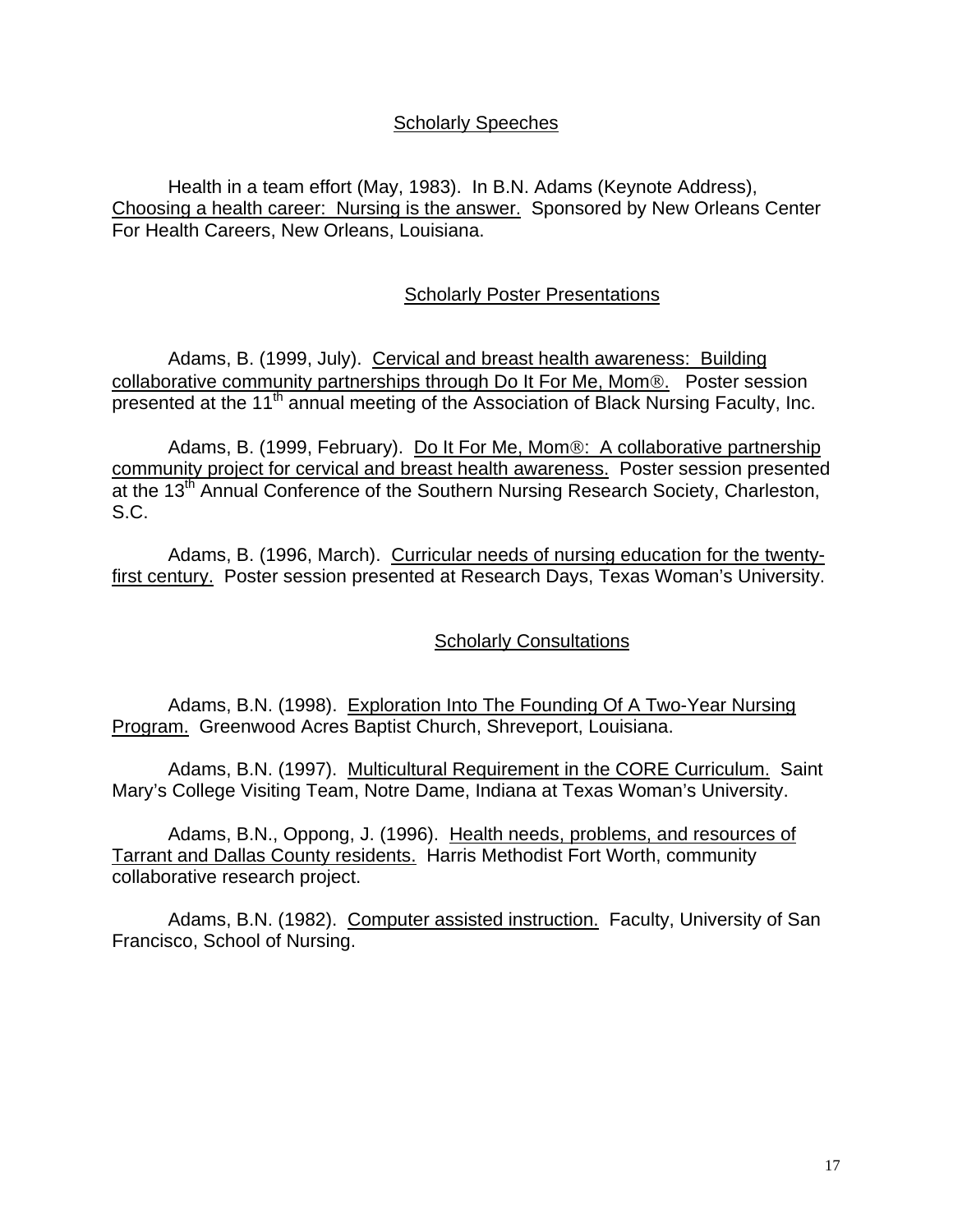## Scholarly Speeches

Health in a team effort (May, 1983). In B.N. Adams (Keynote Address), Choosing a health career: Nursing is the answer. Sponsored by New Orleans Center For Health Careers, New Orleans, Louisiana.

## Scholarly Poster Presentations

Adams, B. (1999, July). Cervical and breast health awareness: Building collaborative community partnerships through Do It For Me, Mom®. Poster session presented at the 11th annual meeting of the Association of Black Nursing Faculty, Inc.

Adams, B. (1999, February). Do It For Me, Mom®: A collaborative partnership community project for cervical and breast health awareness. Poster session presented at the 13th Annual Conference of the Southern Nursing Research Society, Charleston, S.C.

Adams, B. (1996, March). Curricular needs of nursing education for the twenty-first century. Poster session presented at Research Days, Texas Woman's University.

## Scholarly Consultations

Adams, B.N. (1998). Exploration Into The Founding Of A Two-Year Nursing Program. Greenwood Acres Baptist Church, Shreveport, Louisiana.

Adams, B.N. (1997). Multicultural Requirement in the CORE Curriculum. Saint Mary's College Visiting Team, Notre Dame, Indiana at Texas Woman's University.

Adams, B.N., Oppong, J. (1996). Health needs, problems, and resources of Tarrant and Dallas County residents. Harris Methodist Fort Worth, community collaborative research project.

Adams, B.N. (1982). Computer assisted instruction. Faculty, University of San Francisco, School of Nursing.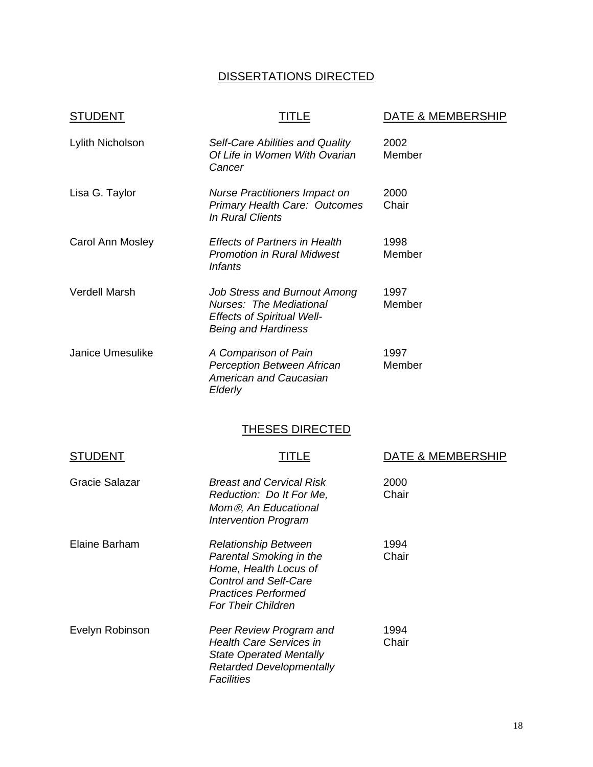## DISSERTATIONS DIRECTED

| STUDENT | TITLE | DATE & MEMBERSHIP |
|---|---|---|
| Lylith Nicholson | *Self-Care Abilities and Quality Of Life in Women With Ovarian Cancer* | 2002 Member |
| Lisa G. Taylor | *Nurse Practitioners Impact on Primary Health Care: Outcomes In Rural Clients* | 2000 Chair |
| Carol Ann Mosley | *Effects of Partners in Health Promotion in Rural Midwest Infants* | 1998 Member |
| Verdell Marsh | *Job Stress and Burnout Among Nurses: The Mediational Effects of Spiritual Well-Being and Hardiness* | 1997 Member |
| Janice Umesulike | *A Comparison of Pain Perception Between African American and Caucasian Elderly* | 1997 Member |

## THESES DIRECTED

| STUDENT | TITLE | DATE & MEMBERSHIP |
|---|---|---|
| Gracie Salazar | *Breast and Cervical Risk Reduction: Do It For Me, Mom®, An Educational Intervention Program* | 2000 Chair |
| Elaine Barham | *Relationship Between Parental Smoking in the Home, Health Locus of Control and Self-Care Practices Performed For Their Children* | 1994 Chair |
| Evelyn Robinson | *Peer Review Program and Health Care Services in State Operated Mentally Retarded Developmentally Facilities* | 1994 Chair |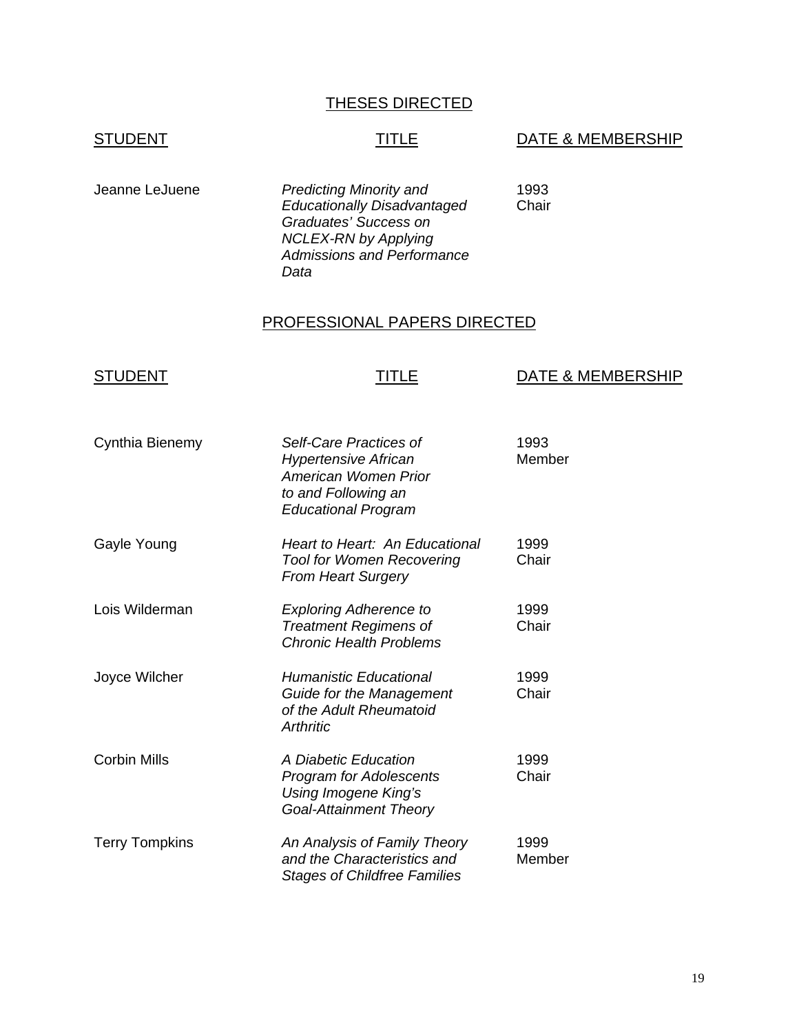## THESES DIRECTED

| STUDENT | TITLE | DATE & MEMBERSHIP |
| --- | --- | --- |
| Jeanne LeJuene | *Predicting Minority and Educationally Disadvantaged Graduates' Success on NCLEX-RN by Applying Admissions and Performance Data* | 1993 Chair |

## PROFESSIONAL PAPERS DIRECTED

| STUDENT | TITLE | DATE & MEMBERSHIP |
| --- | --- | --- |
| Cynthia Bienemy | *Self-Care Practices of Hypertensive African American Women Prior to and Following an Educational Program* | 1993 Member |
| Gayle Young | *Heart to Heart: An Educational Tool for Women Recovering From Heart Surgery* | 1999 Chair |
| Lois Wilderman | *Exploring Adherence to Treatment Regimens of Chronic Health Problems* | 1999 Chair |
| Joyce Wilcher | *Humanistic Educational Guide for the Management of the Adult Rheumatoid Arthritic* | 1999 Chair |
| Corbin Mills | *A Diabetic Education Program for Adolescents Using Imogene King's Goal-Attainment Theory* | 1999 Chair |
| Terry Tompkins | *An Analysis of Family Theory and the Characteristics and Stages of Childfree Families* | 1999 Member |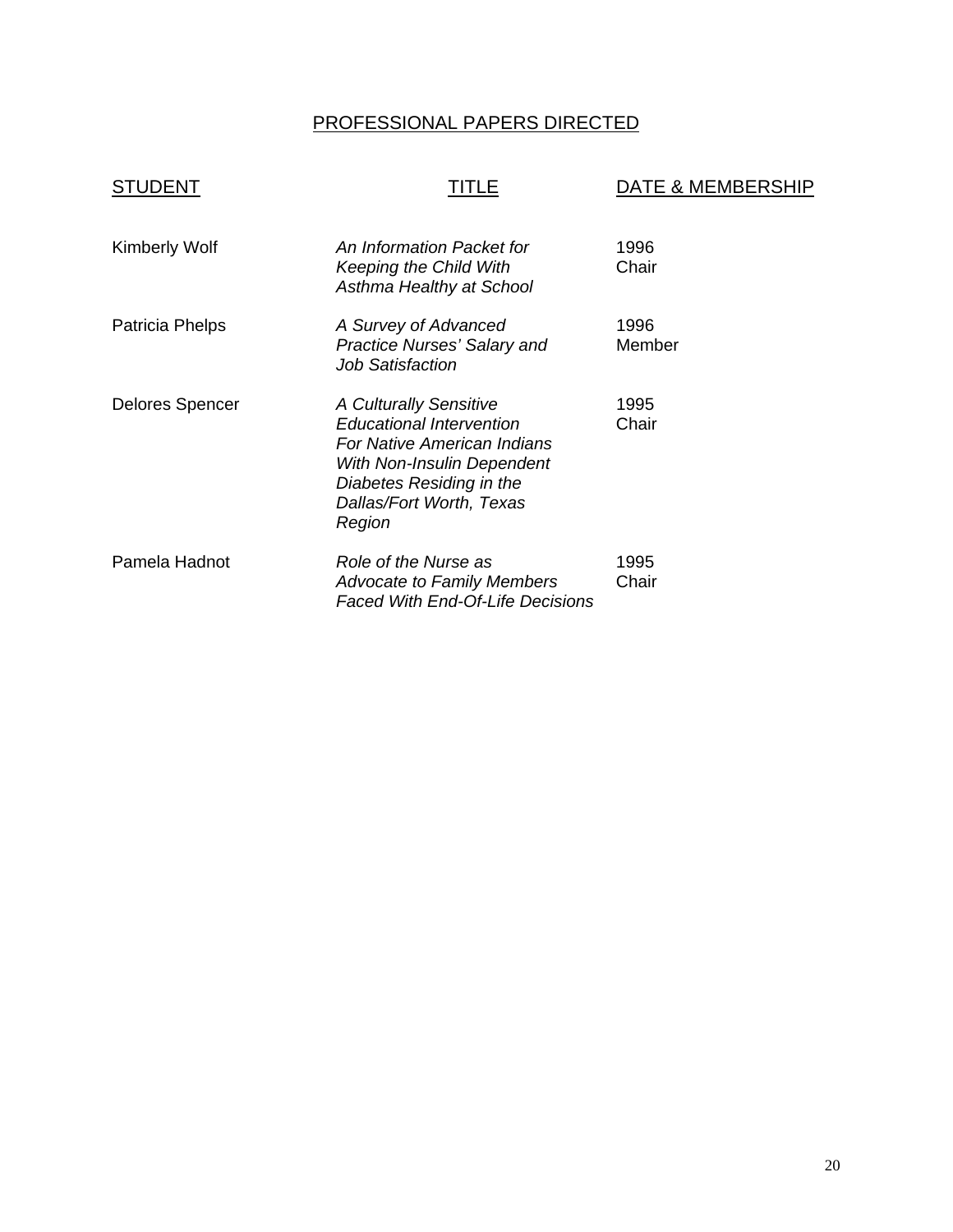## PROFESSIONAL PAPERS DIRECTED

| STUDENT | TITLE | DATE & MEMBERSHIP |
|---|---|---|
| Kimberly Wolf | *An Information Packet for Keeping the Child With Asthma Healthy at School* | 1996 Chair |
| Patricia Phelps | *A Survey of Advanced Practice Nurses' Salary and Job Satisfaction* | 1996 Member |
| Delores Spencer | *A Culturally Sensitive Educational Intervention For Native American Indians With Non-Insulin Dependent Diabetes Residing in the Dallas/Fort Worth, Texas Region* | 1995 Chair |
| Pamela Hadnot | *Role of the Nurse as Advocate to Family Members Faced With End-Of-Life Decisions* | 1995 Chair |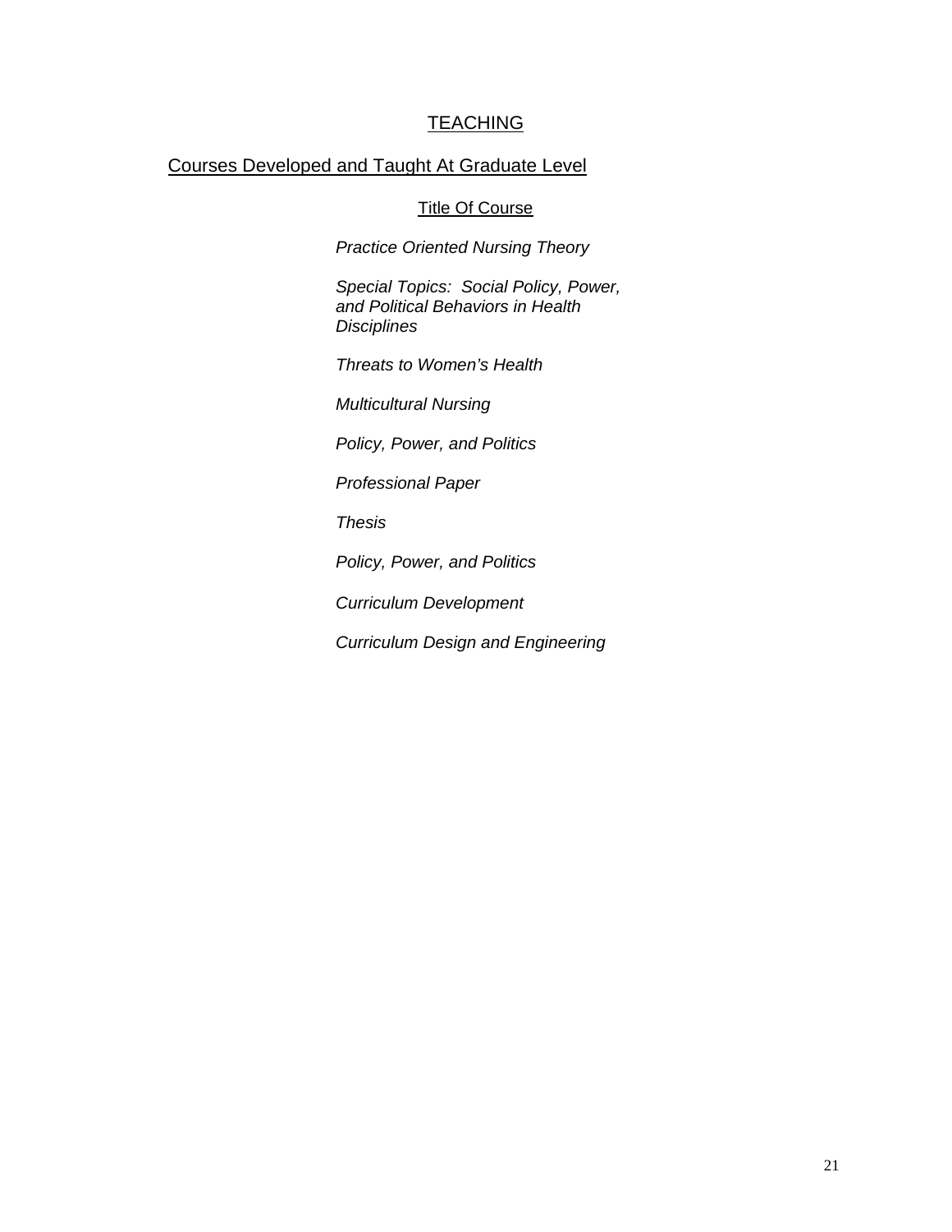## TEACHING

### Courses Developed and Taught At Graduate Level

Title Of Course

*Practice Oriented Nursing Theory*

*Special Topics: Social Policy, Power, and Political Behaviors in Health Disciplines*

*Threats to Women's Health*

*Multicultural Nursing*

*Policy, Power, and Politics*

*Professional Paper*

*Thesis*

*Policy, Power, and Politics*

*Curriculum Development*

*Curriculum Design and Engineering*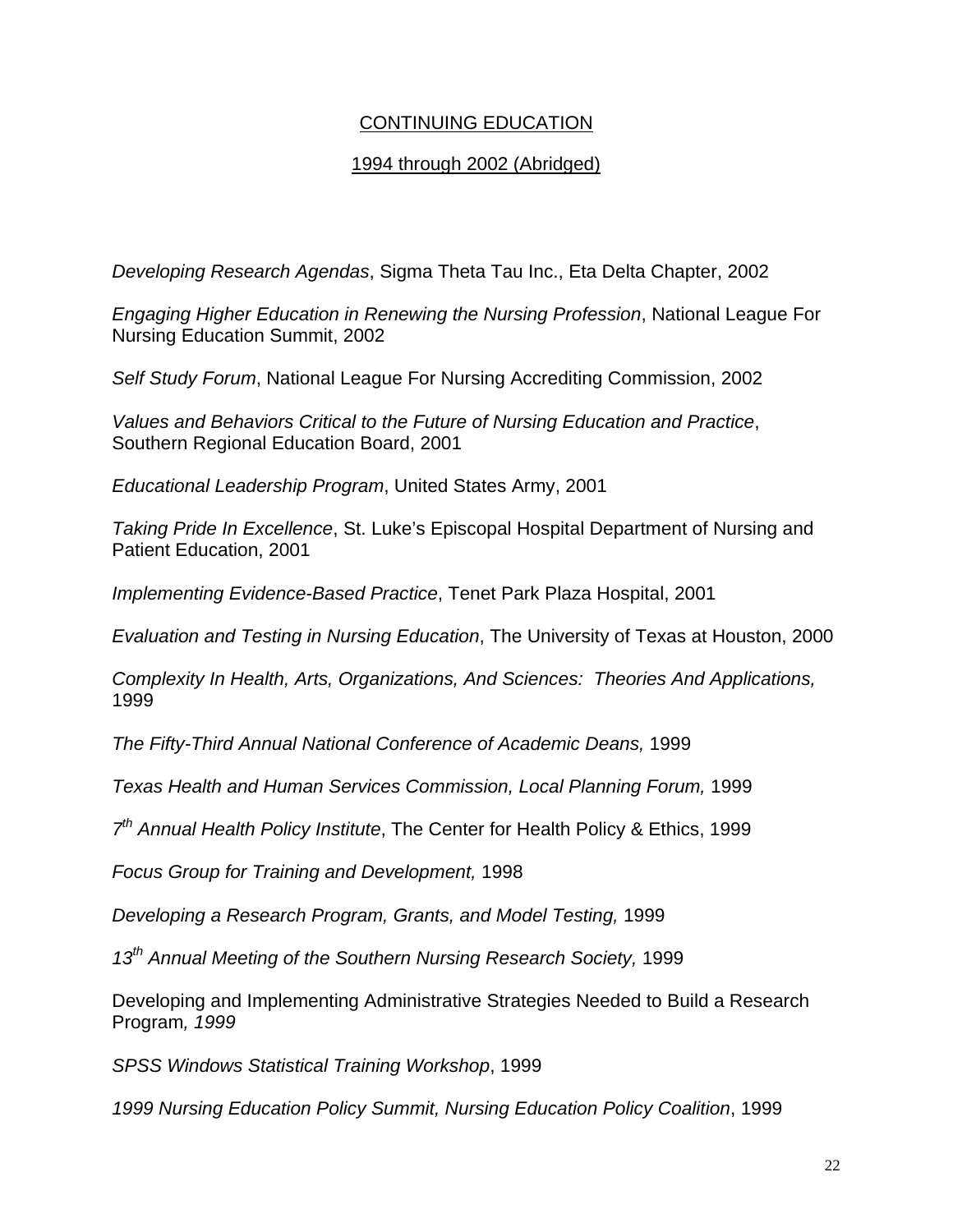## CONTINUING EDUCATION

## 1994 through 2002 (Abridged)

*Developing Research Agendas*, Sigma Theta Tau Inc., Eta Delta Chapter, 2002

*Engaging Higher Education in Renewing the Nursing Profession*, National League For Nursing Education Summit, 2002

*Self Study Forum*, National League For Nursing Accrediting Commission, 2002

*Values and Behaviors Critical to the Future of Nursing Education and Practice*, Southern Regional Education Board, 2001

*Educational Leadership Program*, United States Army, 2001

*Taking Pride In Excellence*, St. Luke's Episcopal Hospital Department of Nursing and Patient Education, 2001

*Implementing Evidence-Based Practice*, Tenet Park Plaza Hospital, 2001

*Evaluation and Testing in Nursing Education*, The University of Texas at Houston, 2000

*Complexity In Health, Arts, Organizations, And Sciences: Theories And Applications,* 1999

*The Fifty-Third Annual National Conference of Academic Deans,* 1999

*Texas Health and Human Services Commission, Local Planning Forum,* 1999

*7th Annual Health Policy Institute*, The Center for Health Policy & Ethics, 1999

*Focus Group for Training and Development,* 1998

*Developing a Research Program, Grants, and Model Testing,* 1999

*13th Annual Meeting of the Southern Nursing Research Society,* 1999

Developing and Implementing Administrative Strategies Needed to Build a Research Program*, 1999*

*SPSS Windows Statistical Training Workshop*, 1999

*1999 Nursing Education Policy Summit, Nursing Education Policy Coalition*, 1999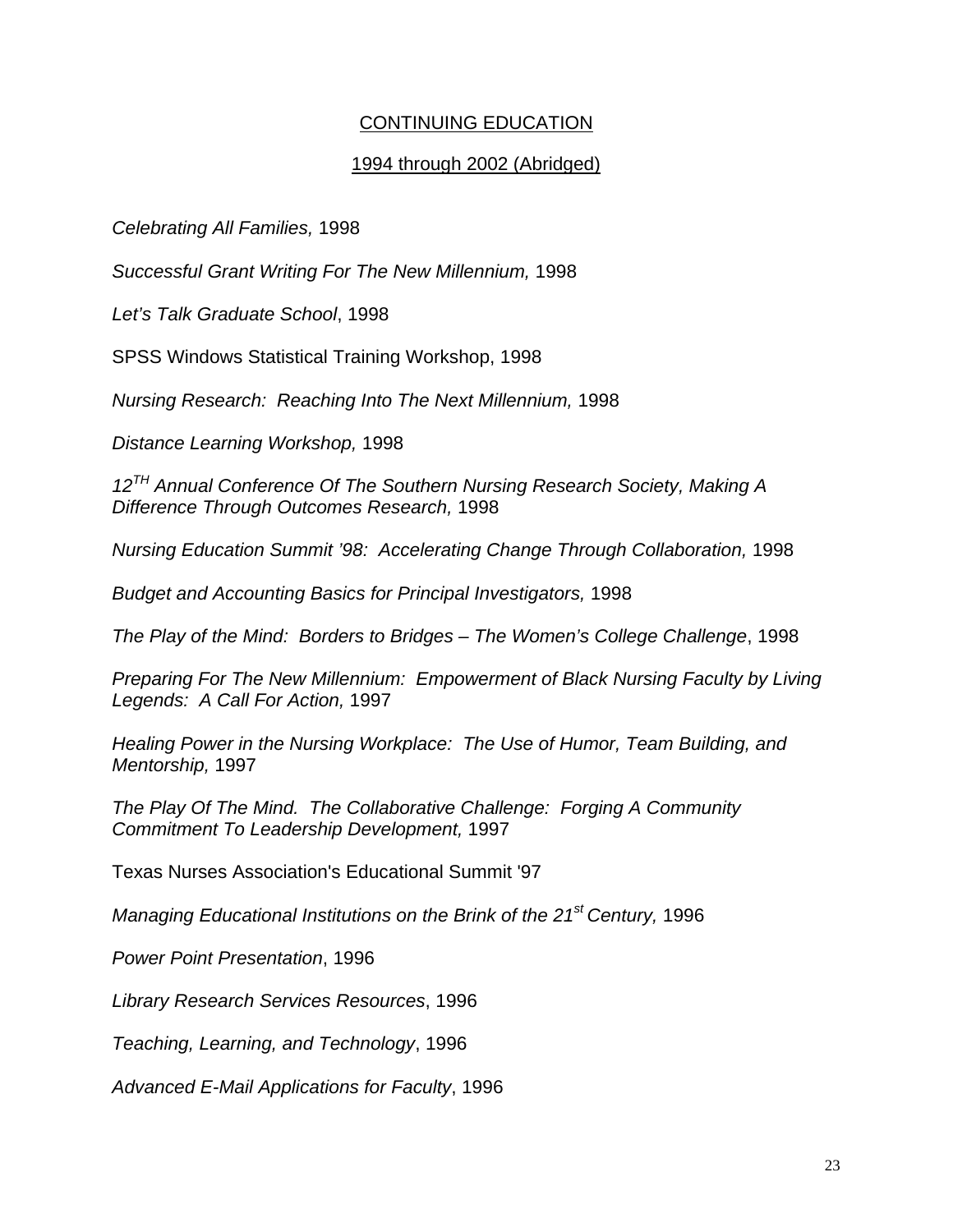## CONTINUING EDUCATION

### 1994 through 2002 (Abridged)

*Celebrating All Families,* 1998

*Successful Grant Writing For The New Millennium,* 1998

*Let's Talk Graduate School*, 1998

SPSS Windows Statistical Training Workshop, 1998

*Nursing Research: Reaching Into The Next Millennium,* 1998

*Distance Learning Workshop,* 1998

*12TH Annual Conference Of The Southern Nursing Research Society, Making A Difference Through Outcomes Research,* 1998

*Nursing Education Summit '98: Accelerating Change Through Collaboration,* 1998

*Budget and Accounting Basics for Principal Investigators,* 1998

*The Play of the Mind: Borders to Bridges – The Women's College Challenge*, 1998

*Preparing For The New Millennium: Empowerment of Black Nursing Faculty by Living Legends: A Call For Action,* 1997

*Healing Power in the Nursing Workplace: The Use of Humor, Team Building, and Mentorship,* 1997

*The Play Of The Mind. The Collaborative Challenge: Forging A Community Commitment To Leadership Development,* 1997

Texas Nurses Association's Educational Summit '97

*Managing Educational Institutions on the Brink of the 21st Century,* 1996

*Power Point Presentation*, 1996

*Library Research Services Resources*, 1996

*Teaching, Learning, and Technology*, 1996

*Advanced E-Mail Applications for Faculty*, 1996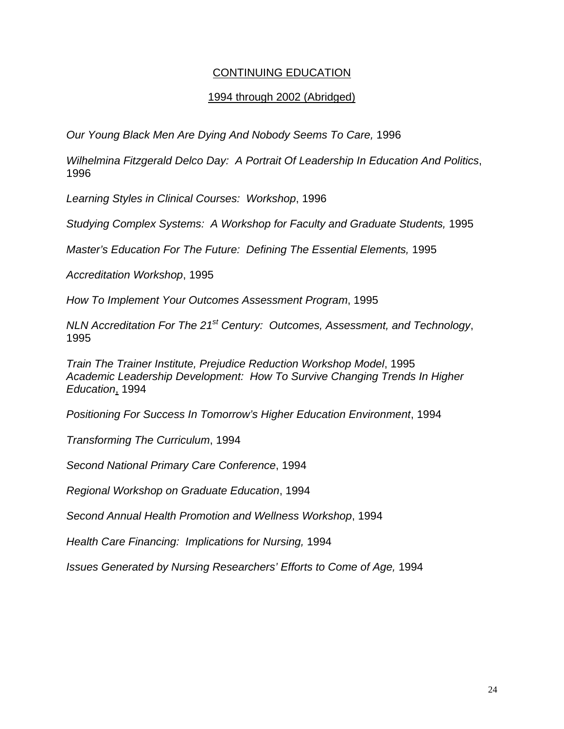## CONTINUING EDUCATION

### 1994 through 2002 (Abridged)

*Our Young Black Men Are Dying And Nobody Seems To Care,* 1996

*Wilhelmina Fitzgerald Delco Day: A Portrait Of Leadership In Education And Politics*, 1996

*Learning Styles in Clinical Courses: Workshop*, 1996

*Studying Complex Systems: A Workshop for Faculty and Graduate Students,* 1995

*Master's Education For The Future: Defining The Essential Elements,* 1995

*Accreditation Workshop*, 1995

*How To Implement Your Outcomes Assessment Program*, 1995

*NLN Accreditation For The 21st Century: Outcomes, Assessment, and Technology*, 1995

*Train The Trainer Institute, Prejudice Reduction Workshop Model*, 1995
*Academic Leadership Development: How To Survive Changing Trends In Higher Education*, 1994

*Positioning For Success In Tomorrow's Higher Education Environment*, 1994

*Transforming The Curriculum*, 1994

*Second National Primary Care Conference*, 1994

*Regional Workshop on Graduate Education*, 1994

*Second Annual Health Promotion and Wellness Workshop*, 1994

*Health Care Financing: Implications for Nursing,* 1994

*Issues Generated by Nursing Researchers' Efforts to Come of Age,* 1994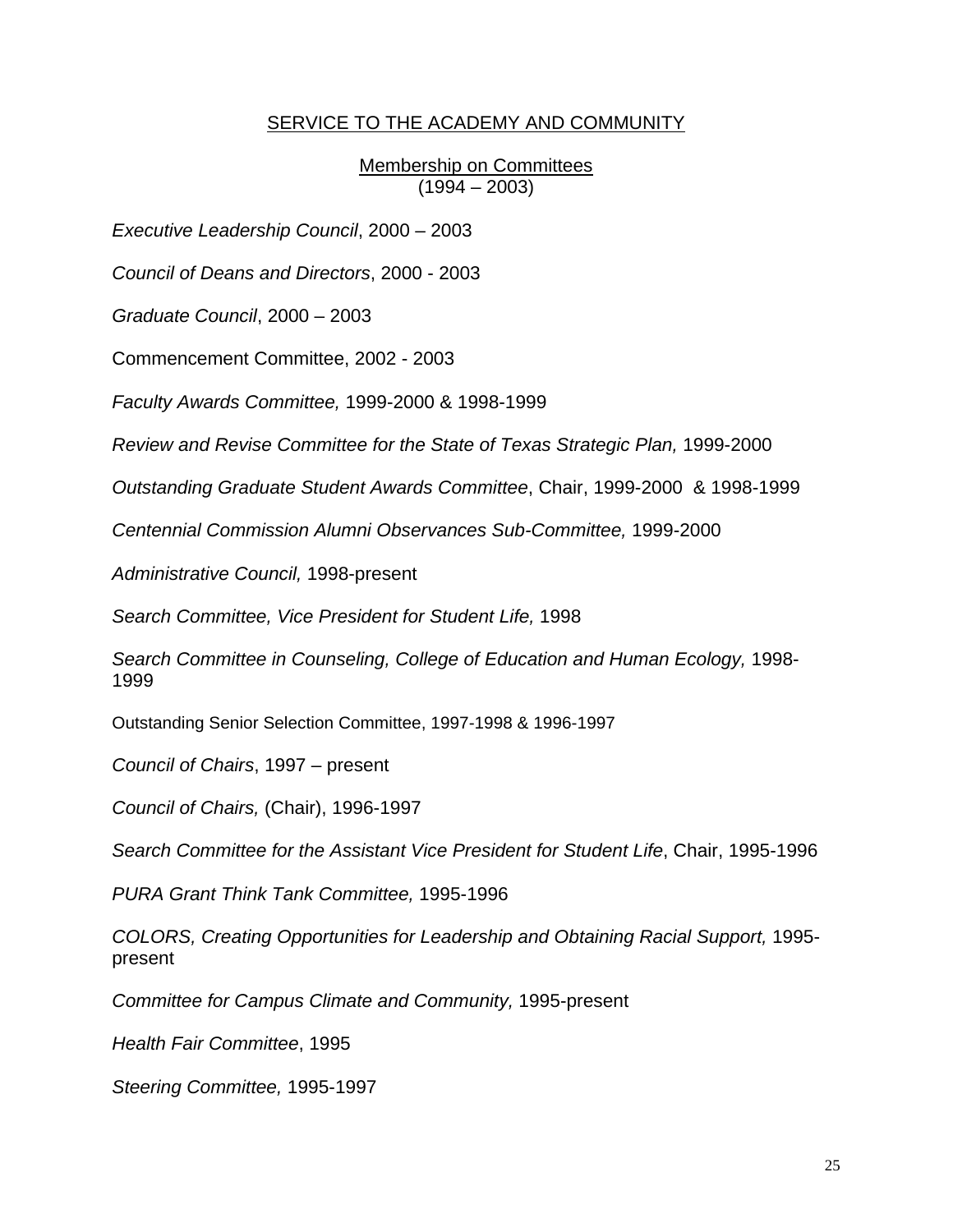## SERVICE TO THE ACADEMY AND COMMUNITY

### Membership on Committees
(1994 – 2003)

*Executive Leadership Council*, 2000 – 2003

*Council of Deans and Directors*, 2000 - 2003

*Graduate Council*, 2000 – 2003

Commencement Committee, 2002 - 2003

*Faculty Awards Committee,* 1999-2000 & 1998-1999

*Review and Revise Committee for the State of Texas Strategic Plan,* 1999-2000

*Outstanding Graduate Student Awards Committee*, Chair, 1999-2000 & 1998-1999

*Centennial Commission Alumni Observances Sub-Committee,* 1999-2000

*Administrative Council,* 1998-present

*Search Committee, Vice President for Student Life,* 1998

*Search Committee in Counseling, College of Education and Human Ecology,* 1998-1999

Outstanding Senior Selection Committee, 1997-1998 & 1996-1997

*Council of Chairs*, 1997 – present

*Council of Chairs,* (Chair), 1996-1997

*Search Committee for the Assistant Vice President for Student Life*, Chair, 1995-1996

*PURA Grant Think Tank Committee,* 1995-1996

*COLORS, Creating Opportunities for Leadership and Obtaining Racial Support,* 1995-present

*Committee for Campus Climate and Community,* 1995-present

*Health Fair Committee*, 1995

*Steering Committee,* 1995-1997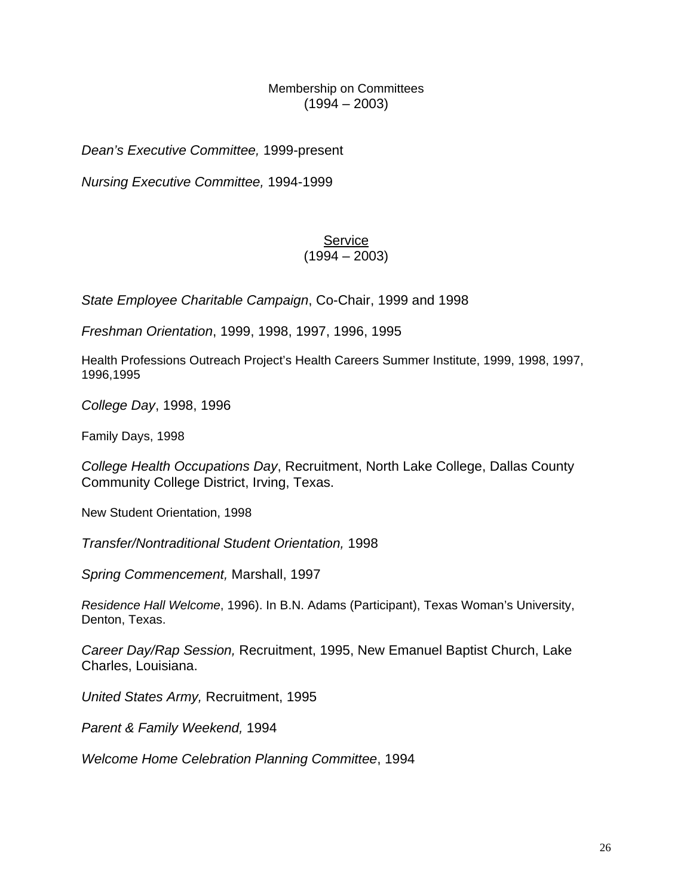## Membership on Committees
(1994 – 2003)

*Dean's Executive Committee,* 1999-present

*Nursing Executive Committee,* 1994-1999

## Service
(1994 – 2003)

*State Employee Charitable Campaign*, Co-Chair, 1999 and 1998

*Freshman Orientation*, 1999, 1998, 1997, 1996, 1995

Health Professions Outreach Project's Health Careers Summer Institute, 1999, 1998, 1997, 1996,1995

*College Day*, 1998, 1996

Family Days, 1998

*College Health Occupations Day*, Recruitment, North Lake College, Dallas County Community College District, Irving, Texas.

New Student Orientation, 1998

*Transfer/Nontraditional Student Orientation,* 1998

*Spring Commencement,* Marshall, 1997

*Residence Hall Welcome*, 1996). In B.N. Adams (Participant), Texas Woman's University, Denton, Texas.

*Career Day/Rap Session,* Recruitment, 1995, New Emanuel Baptist Church, Lake Charles, Louisiana.

*United States Army,* Recruitment, 1995

*Parent & Family Weekend,* 1994

*Welcome Home Celebration Planning Committee*, 1994